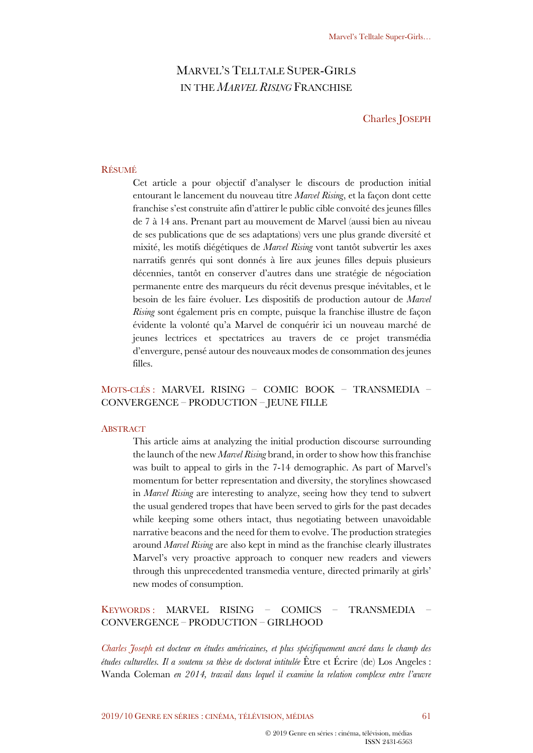# Marvel's Telltale Super-Girls in the *Marvel Rising* Franchise

Charles Joseph

## Résumé

Cet article a pour objectif d'analyser le discours de production initial entourant le lancement du nouveau titre *Marvel Rising*, et la façon dont cette franchise s'est construite afin d'attirer le public cible convoité des jeunes filles de 7 à 14 ans. Prenant part au mouvement de Marvel (aussi bien au niveau de ses publications que de ses adaptations) vers une plus grande diversité et mixité, les motifs diégétiques de *Marvel Rising* vont tantôt subvertir les axes narratifs genrés qui sont donnés à lire aux jeunes filles depuis plusieurs décennies, tantôt en conserver d'autres dans une stratégie de négociation permanente entre des marqueurs du récit devenus presque inévitables, et le besoin de les faire évoluer. Les dispositifs de production autour de *Marvel Rising* sont également pris en compte, puisque la franchise illustre de façon évidente la volonté qu'a Marvel de conquérir ici un nouveau marché de jeunes lectrices et spectatrices au travers de ce projet transmédia d'envergure, pensé autour des nouveaux modes de consommation des jeunes filles.

Mots-clés : MARVEL RISING – COMIC BOOK – TRANSMEDIA – CONVERGENCE – PRODUCTION – JEUNE FILLE

## Abstract

This article aims at analyzing the initial production discourse surrounding the launch of the new *Marvel Rising* brand, in order to show how this franchise was built to appeal to girls in the 7-14 demographic. As part of Marvel's momentum for better representation and diversity, the storylines showcased in *Marvel Rising* are interesting to analyze, seeing how they tend to subvert the usual gendered tropes that have been served to girls for the past decades while keeping some others intact, thus negotiating between unavoidable narrative beacons and the need for them to evolve. The production strategies around *Marvel Rising* are also kept in mind as the franchise clearly illustrates Marvel's very proactive approach to conquer new readers and viewers through this unprecedented transmedia venture, directed primarily at girls' new modes of consumption.

Keywords : MARVEL RISING – COMICS – TRANSMEDIA – CONVERGENCE – PRODUCTION – GIRLHOOD

*Charles Joseph est docteur en études américaines, et plus spécifiquement ancré dans le champ des études culturelles. Il a soutenu sa thèse de doctorat intitulée* Être et Écrire (de) Los Angeles : Wanda Coleman *en 2014, travail dans lequel il examine la relation complexe entre l'œuvre*

© 2019 Genre en séries : cinéma, télévision, médias
ISSN 2431-6563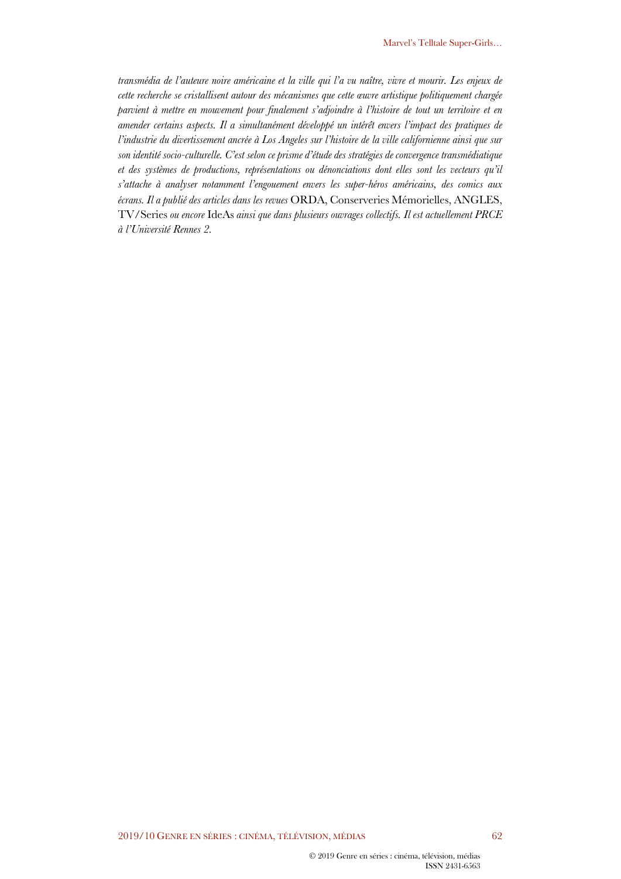*transmédia de l'auteure noire américaine et la ville qui l'a vu naître, vivre et mourir. Les enjeux de cette recherche se cristallisent autour des mécanismes que cette œuvre artistique politiquement chargée parvient à mettre en mouvement pour finalement s'adjoindre à l'histoire de tout un territoire et en amender certains aspects. Il a simultanément développé un intérêt envers l'impact des pratiques de l'industrie du divertissement ancrée à Los Angeles sur l'histoire de la ville californienne ainsi que sur son identité socio-culturelle. C'est selon ce prisme d'étude des stratégies de convergence transmédiatique et des systèmes de productions, représentations ou dénonciations dont elles sont les vecteurs qu'il s'attache à analyser notamment l'engouement envers les super-héros américains, des comics aux écrans. Il a publié des articles dans les revues* ORDA, Conserveries Mémorielles, ANGLES, TV/Series *ou encore* IdeAs *ainsi que dans plusieurs ouvrages collectifs. Il est actuellement PRCE à l'Université Rennes 2.*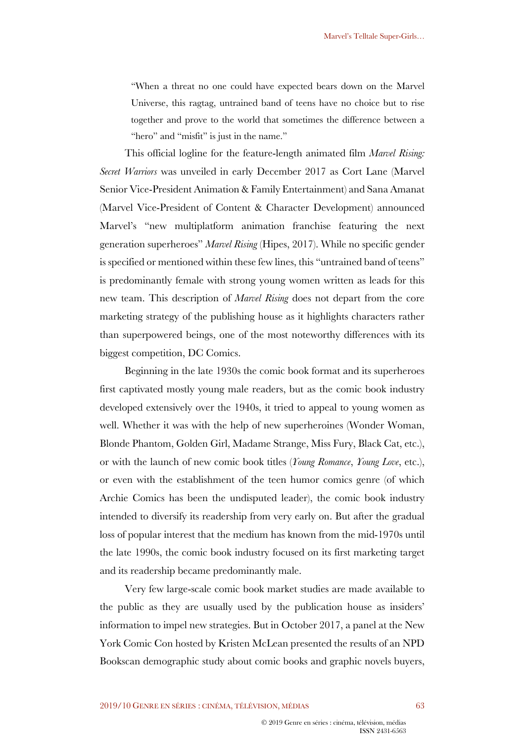> "When a threat no one could have expected bears down on the Marvel Universe, this ragtag, untrained band of teens have no choice but to rise together and prove to the world that sometimes the difference between a "hero" and "misfit" is just in the name."

This official logline for the feature-length animated film *Marvel Rising: Secret Warriors* was unveiled in early December 2017 as Cort Lane (Marvel Senior Vice-President Animation & Family Entertainment) and Sana Amanat (Marvel Vice-President of Content & Character Development) announced Marvel's "new multiplatform animation franchise featuring the next generation superheroes" *Marvel Rising* (Hipes, 2017). While no specific gender is specified or mentioned within these few lines, this "untrained band of teens" is predominantly female with strong young women written as leads for this new team. This description of *Marvel Rising* does not depart from the core marketing strategy of the publishing house as it highlights characters rather than superpowered beings, one of the most noteworthy differences with its biggest competition, DC Comics.

Beginning in the late 1930s the comic book format and its superheroes first captivated mostly young male readers, but as the comic book industry developed extensively over the 1940s, it tried to appeal to young women as well. Whether it was with the help of new superheroines (Wonder Woman, Blonde Phantom, Golden Girl, Madame Strange, Miss Fury, Black Cat, etc.), or with the launch of new comic book titles (*Young Romance*, *Young Love*, etc.), or even with the establishment of the teen humor comics genre (of which Archie Comics has been the undisputed leader), the comic book industry intended to diversify its readership from very early on. But after the gradual loss of popular interest that the medium has known from the mid-1970s until the late 1990s, the comic book industry focused on its first marketing target and its readership became predominantly male.

Very few large-scale comic book market studies are made available to the public as they are usually used by the publication house as insiders' information to impel new strategies. But in October 2017, a panel at the New York Comic Con hosted by Kristen McLean presented the results of an NPD Bookscan demographic study about comic books and graphic novels buyers,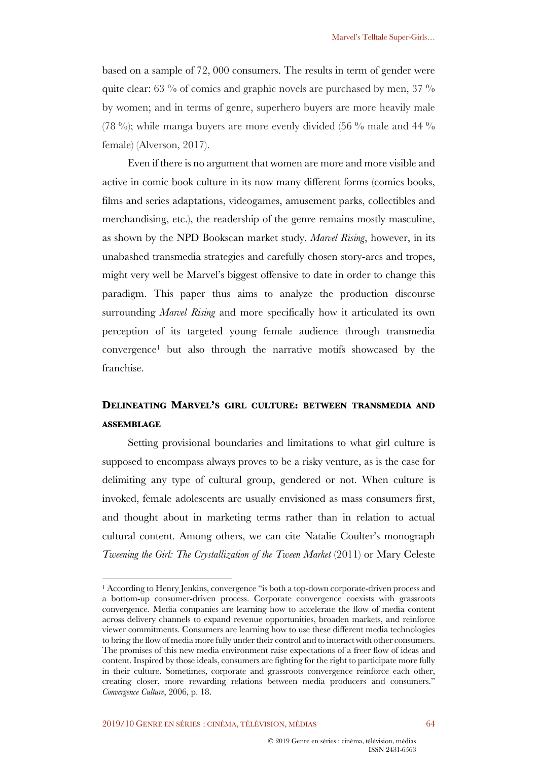based on a sample of 72, 000 consumers. The results in term of gender were quite clear: 63 % of comics and graphic novels are purchased by men, 37 % by women; and in terms of genre, superhero buyers are more heavily male (78 %); while manga buyers are more evenly divided (56 % male and 44 % female) (Alverson, 2017).

Even if there is no argument that women are more and more visible and active in comic book culture in its now many different forms (comics books, films and series adaptations, videogames, amusement parks, collectibles and merchandising, etc.), the readership of the genre remains mostly masculine, as shown by the NPD Bookscan market study. *Marvel Rising*, however, in its unabashed transmedia strategies and carefully chosen story-arcs and tropes, might very well be Marvel's biggest offensive to date in order to change this paradigm. This paper thus aims to analyze the production discourse surrounding *Marvel Rising* and more specifically how it articulated its own perception of its targeted young female audience through transmedia convergence[1] but also through the narrative motifs showcased by the franchise.

## Delineating Marvel's girl culture: between transmedia and assemblage

Setting provisional boundaries and limitations to what girl culture is supposed to encompass always proves to be a risky venture, as is the case for delimiting any type of cultural group, gendered or not. When culture is invoked, female adolescents are usually envisioned as mass consumers first, and thought about in marketing terms rather than in relation to actual cultural content. Among others, we can cite Natalie Coulter's monograph *Tweening the Girl: The Crystallization of the Tween Market* (2011) or Mary Celeste

[1] According to Henry Jenkins, convergence "is both a top-down corporate-driven process and a bottom-up consumer-driven process. Corporate convergence coexists with grassroots convergence. Media companies are learning how to accelerate the flow of media content across delivery channels to expand revenue opportunities, broaden markets, and reinforce viewer commitments. Consumers are learning how to use these different media technologies to bring the flow of media more fully under their control and to interact with other consumers. The promises of this new media environment raise expectations of a freer flow of ideas and content. Inspired by those ideals, consumers are fighting for the right to participate more fully in their culture. Sometimes, corporate and grassroots convergence reinforce each other, creating closer, more rewarding relations between media producers and consumers." *Convergence Culture*, 2006, p. 18.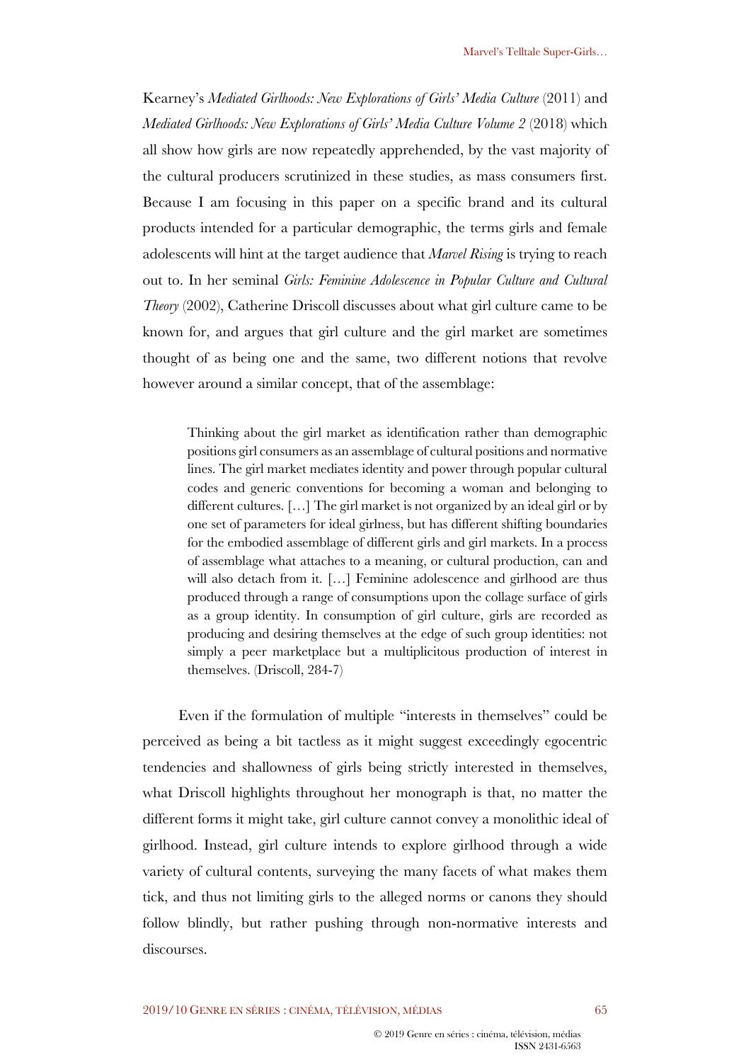Kearney's *Mediated Girlhoods: New Explorations of Girls' Media Culture* (2011) and *Mediated Girlhoods: New Explorations of Girls' Media Culture Volume 2* (2018) which all show how girls are now repeatedly apprehended, by the vast majority of the cultural producers scrutinized in these studies, as mass consumers first. Because I am focusing in this paper on a specific brand and its cultural products intended for a particular demographic, the terms girls and female adolescents will hint at the target audience that *Marvel Rising* is trying to reach out to. In her seminal *Girls: Feminine Adolescence in Popular Culture and Cultural Theory* (2002), Catherine Driscoll discusses about what girl culture came to be known for, and argues that girl culture and the girl market are sometimes thought of as being one and the same, two different notions that revolve however around a similar concept, that of the assemblage:

> Thinking about the girl market as identification rather than demographic positions girl consumers as an assemblage of cultural positions and normative lines. The girl market mediates identity and power through popular cultural codes and generic conventions for becoming a woman and belonging to different cultures. […] The girl market is not organized by an ideal girl or by one set of parameters for ideal girlness, but has different shifting boundaries for the embodied assemblage of different girls and girl markets. In a process of assemblage what attaches to a meaning, or cultural production, can and will also detach from it. […] Feminine adolescence and girlhood are thus produced through a range of consumptions upon the collage surface of girls as a group identity. In consumption of girl culture, girls are recorded as producing and desiring themselves at the edge of such group identities: not simply a peer marketplace but a multiplicitous production of interest in themselves. (Driscoll, 284-7)

Even if the formulation of multiple "interests in themselves" could be perceived as being a bit tactless as it might suggest exceedingly egocentric tendencies and shallowness of girls being strictly interested in themselves, what Driscoll highlights throughout her monograph is that, no matter the different forms it might take, girl culture cannot convey a monolithic ideal of girlhood. Instead, girl culture intends to explore girlhood through a wide variety of cultural contents, surveying the many facets of what makes them tick, and thus not limiting girls to the alleged norms or canons they should follow blindly, but rather pushing through non-normative interests and discourses.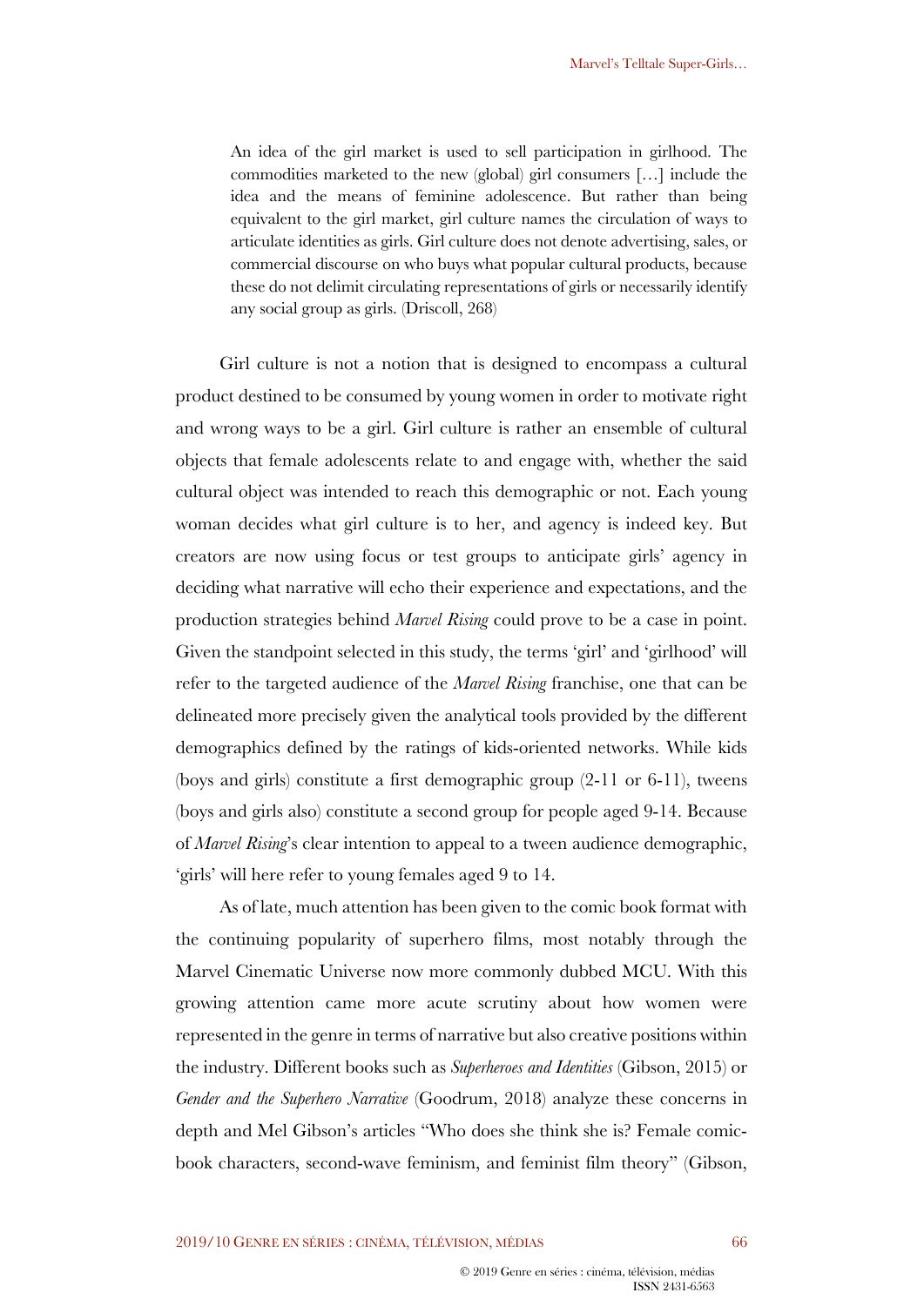> An idea of the girl market is used to sell participation in girlhood. The commodities marketed to the new (global) girl consumers […] include the idea and the means of feminine adolescence. But rather than being equivalent to the girl market, girl culture names the circulation of ways to articulate identities as girls. Girl culture does not denote advertising, sales, or commercial discourse on who buys what popular cultural products, because these do not delimit circulating representations of girls or necessarily identify any social group as girls. (Driscoll, 268)

Girl culture is not a notion that is designed to encompass a cultural product destined to be consumed by young women in order to motivate right and wrong ways to be a girl. Girl culture is rather an ensemble of cultural objects that female adolescents relate to and engage with, whether the said cultural object was intended to reach this demographic or not. Each young woman decides what girl culture is to her, and agency is indeed key. But creators are now using focus or test groups to anticipate girls' agency in deciding what narrative will echo their experience and expectations, and the production strategies behind *Marvel Rising* could prove to be a case in point. Given the standpoint selected in this study, the terms 'girl' and 'girlhood' will refer to the targeted audience of the *Marvel Rising* franchise, one that can be delineated more precisely given the analytical tools provided by the different demographics defined by the ratings of kids-oriented networks. While kids (boys and girls) constitute a first demographic group (2-11 or 6-11), tweens (boys and girls also) constitute a second group for people aged 9-14. Because of *Marvel Rising*'s clear intention to appeal to a tween audience demographic, 'girls' will here refer to young females aged 9 to 14.

As of late, much attention has been given to the comic book format with the continuing popularity of superhero films, most notably through the Marvel Cinematic Universe now more commonly dubbed MCU. With this growing attention came more acute scrutiny about how women were represented in the genre in terms of narrative but also creative positions within the industry. Different books such as *Superheroes and Identities* (Gibson, 2015) or *Gender and the Superhero Narrative* (Goodrum, 2018) analyze these concerns in depth and Mel Gibson's articles "Who does she think she is? Female comic-book characters, second-wave feminism, and feminist film theory" (Gibson,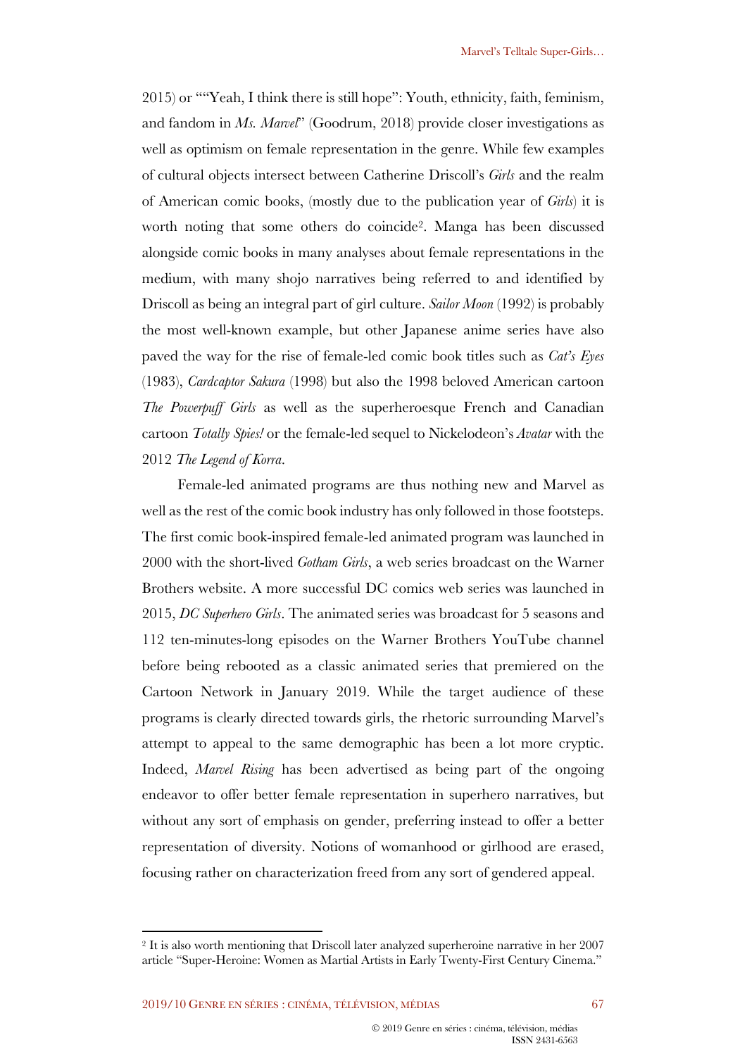2015) or ""Yeah, I think there is still hope": Youth, ethnicity, faith, feminism, and fandom in *Ms. Marvel*" (Goodrum, 2018) provide closer investigations as well as optimism on female representation in the genre. While few examples of cultural objects intersect between Catherine Driscoll's *Girls* and the realm of American comic books, (mostly due to the publication year of *Girls*) it is worth noting that some others do coincide[2]. Manga has been discussed alongside comic books in many analyses about female representations in the medium, with many shojo narratives being referred to and identified by Driscoll as being an integral part of girl culture. *Sailor Moon* (1992) is probably the most well-known example, but other Japanese anime series have also paved the way for the rise of female-led comic book titles such as *Cat's Eyes* (1983), *Cardcaptor Sakura* (1998) but also the 1998 beloved American cartoon *The Powerpuff Girls* as well as the superheroesque French and Canadian cartoon *Totally Spies!* or the female-led sequel to Nickelodeon's *Avatar* with the 2012 *The Legend of Korra*.

Female-led animated programs are thus nothing new and Marvel as well as the rest of the comic book industry has only followed in those footsteps. The first comic book-inspired female-led animated program was launched in 2000 with the short-lived *Gotham Girls*, a web series broadcast on the Warner Brothers website. A more successful DC comics web series was launched in 2015, *DC Superhero Girls*. The animated series was broadcast for 5 seasons and 112 ten-minutes-long episodes on the Warner Brothers YouTube channel before being rebooted as a classic animated series that premiered on the Cartoon Network in January 2019. While the target audience of these programs is clearly directed towards girls, the rhetoric surrounding Marvel's attempt to appeal to the same demographic has been a lot more cryptic. Indeed, *Marvel Rising* has been advertised as being part of the ongoing endeavor to offer better female representation in superhero narratives, but without any sort of emphasis on gender, preferring instead to offer a better representation of diversity. Notions of womanhood or girlhood are erased, focusing rather on characterization freed from any sort of gendered appeal.

[2] It is also worth mentioning that Driscoll later analyzed superheroine narrative in her 2007 article "Super-Heroine: Women as Martial Artists in Early Twenty-First Century Cinema."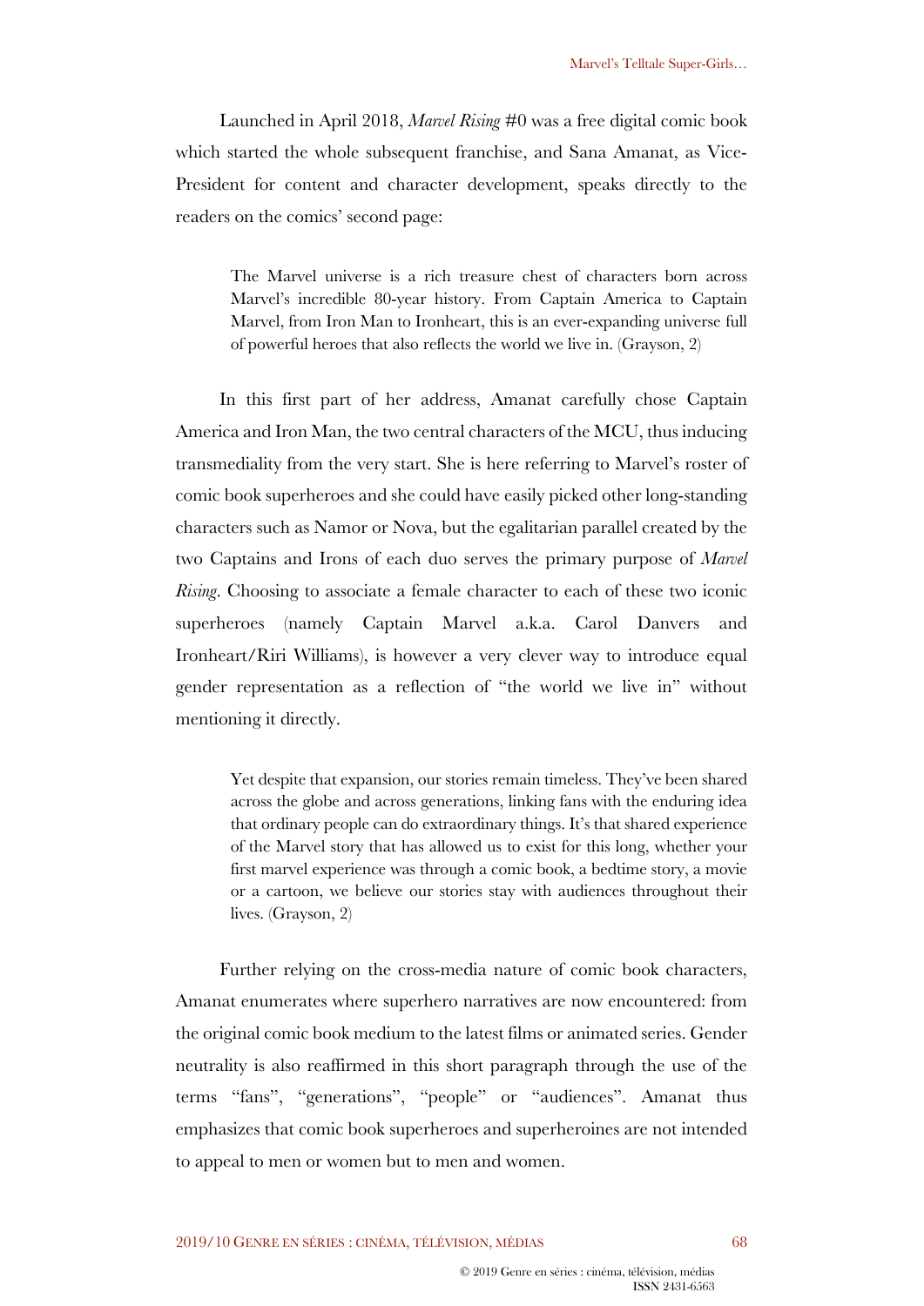Launched in April 2018, *Marvel Rising* #0 was a free digital comic book which started the whole subsequent franchise, and Sana Amanat, as Vice-President for content and character development, speaks directly to the readers on the comics' second page:

> The Marvel universe is a rich treasure chest of characters born across Marvel's incredible 80-year history. From Captain America to Captain Marvel, from Iron Man to Ironheart, this is an ever-expanding universe full of powerful heroes that also reflects the world we live in. (Grayson, 2)

In this first part of her address, Amanat carefully chose Captain America and Iron Man, the two central characters of the MCU, thus inducing transmediality from the very start. She is here referring to Marvel's roster of comic book superheroes and she could have easily picked other long-standing characters such as Namor or Nova, but the egalitarian parallel created by the two Captains and Irons of each duo serves the primary purpose of *Marvel Rising*. Choosing to associate a female character to each of these two iconic superheroes (namely Captain Marvel a.k.a. Carol Danvers and Ironheart/Riri Williams), is however a very clever way to introduce equal gender representation as a reflection of "the world we live in" without mentioning it directly.

> Yet despite that expansion, our stories remain timeless. They've been shared across the globe and across generations, linking fans with the enduring idea that ordinary people can do extraordinary things. It's that shared experience of the Marvel story that has allowed us to exist for this long, whether your first marvel experience was through a comic book, a bedtime story, a movie or a cartoon, we believe our stories stay with audiences throughout their lives. (Grayson, 2)

Further relying on the cross-media nature of comic book characters, Amanat enumerates where superhero narratives are now encountered: from the original comic book medium to the latest films or animated series. Gender neutrality is also reaffirmed in this short paragraph through the use of the terms "fans", "generations", "people" or "audiences". Amanat thus emphasizes that comic book superheroes and superheroines are not intended to appeal to men or women but to men and women.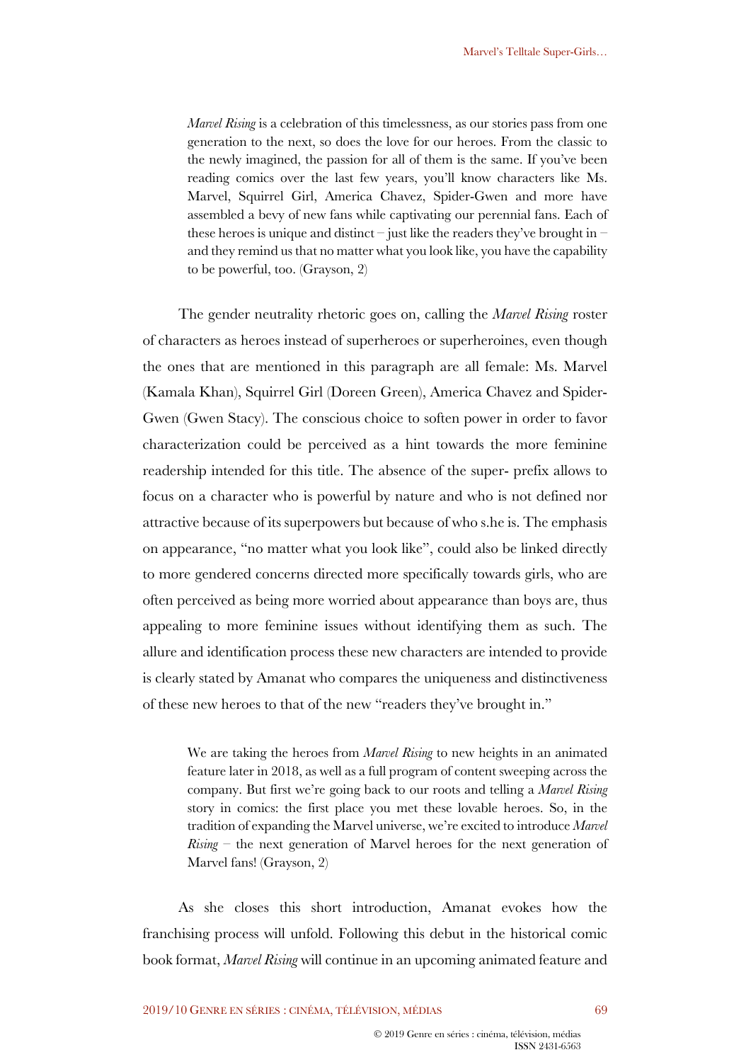> *Marvel Rising* is a celebration of this timelessness, as our stories pass from one generation to the next, so does the love for our heroes. From the classic to the newly imagined, the passion for all of them is the same. If you've been reading comics over the last few years, you'll know characters like Ms. Marvel, Squirrel Girl, America Chavez, Spider-Gwen and more have assembled a bevy of new fans while captivating our perennial fans. Each of these heroes is unique and distinct – just like the readers they've brought in – and they remind us that no matter what you look like, you have the capability to be powerful, too. (Grayson, 2)

The gender neutrality rhetoric goes on, calling the *Marvel Rising* roster of characters as heroes instead of superheroes or superheroines, even though the ones that are mentioned in this paragraph are all female: Ms. Marvel (Kamala Khan), Squirrel Girl (Doreen Green), America Chavez and Spider-Gwen (Gwen Stacy). The conscious choice to soften power in order to favor characterization could be perceived as a hint towards the more feminine readership intended for this title. The absence of the super- prefix allows to focus on a character who is powerful by nature and who is not defined nor attractive because of its superpowers but because of who s.he is. The emphasis on appearance, "no matter what you look like", could also be linked directly to more gendered concerns directed more specifically towards girls, who are often perceived as being more worried about appearance than boys are, thus appealing to more feminine issues without identifying them as such. The allure and identification process these new characters are intended to provide is clearly stated by Amanat who compares the uniqueness and distinctiveness of these new heroes to that of the new "readers they've brought in."

> We are taking the heroes from *Marvel Rising* to new heights in an animated feature later in 2018, as well as a full program of content sweeping across the company. But first we're going back to our roots and telling a *Marvel Rising* story in comics: the first place you met these lovable heroes. So, in the tradition of expanding the Marvel universe, we're excited to introduce *Marvel Rising* – the next generation of Marvel heroes for the next generation of Marvel fans! (Grayson, 2)

As she closes this short introduction, Amanat evokes how the franchising process will unfold. Following this debut in the historical comic book format, *Marvel Rising* will continue in an upcoming animated feature and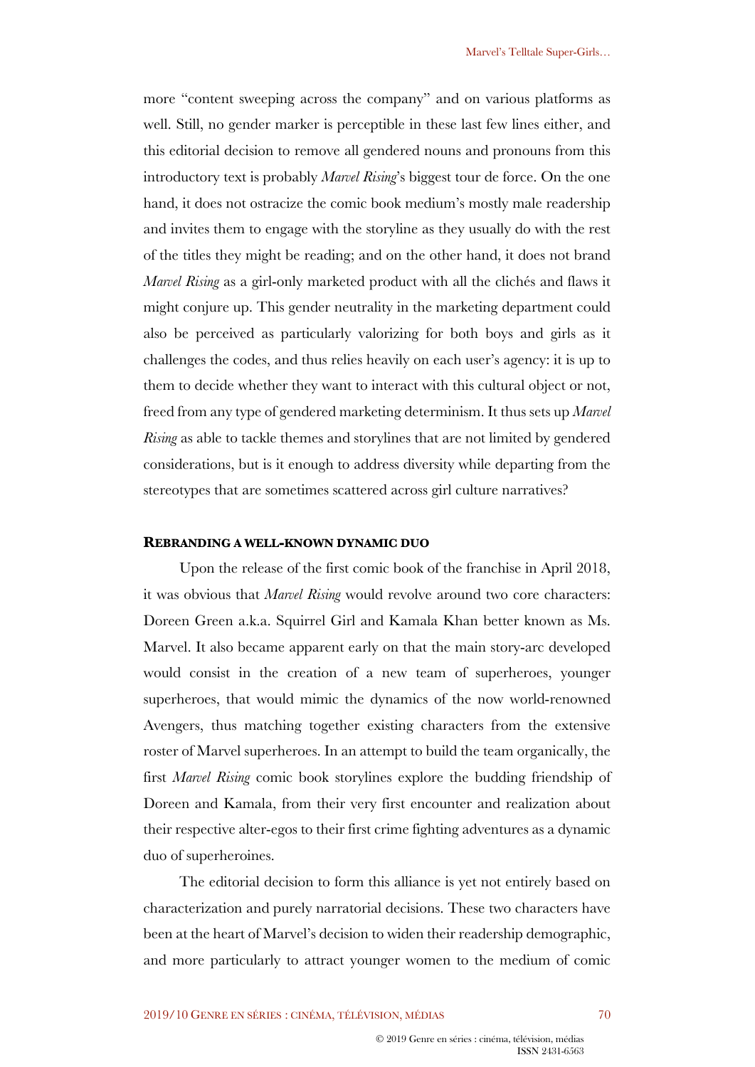more "content sweeping across the company" and on various platforms as well. Still, no gender marker is perceptible in these last few lines either, and this editorial decision to remove all gendered nouns and pronouns from this introductory text is probably *Marvel Rising*'s biggest tour de force. On the one hand, it does not ostracize the comic book medium's mostly male readership and invites them to engage with the storyline as they usually do with the rest of the titles they might be reading; and on the other hand, it does not brand *Marvel Rising* as a girl-only marketed product with all the clichés and flaws it might conjure up. This gender neutrality in the marketing department could also be perceived as particularly valorizing for both boys and girls as it challenges the codes, and thus relies heavily on each user's agency: it is up to them to decide whether they want to interact with this cultural object or not, freed from any type of gendered marketing determinism. It thus sets up *Marvel Rising* as able to tackle themes and storylines that are not limited by gendered considerations, but is it enough to address diversity while departing from the stereotypes that are sometimes scattered across girl culture narratives?

## REBRANDING A WELL-KNOWN DYNAMIC DUO

Upon the release of the first comic book of the franchise in April 2018, it was obvious that *Marvel Rising* would revolve around two core characters: Doreen Green a.k.a. Squirrel Girl and Kamala Khan better known as Ms. Marvel. It also became apparent early on that the main story-arc developed would consist in the creation of a new team of superheroes, younger superheroes, that would mimic the dynamics of the now world-renowned Avengers, thus matching together existing characters from the extensive roster of Marvel superheroes. In an attempt to build the team organically, the first *Marvel Rising* comic book storylines explore the budding friendship of Doreen and Kamala, from their very first encounter and realization about their respective alter-egos to their first crime fighting adventures as a dynamic duo of superheroines.

The editorial decision to form this alliance is yet not entirely based on characterization and purely narratorial decisions. These two characters have been at the heart of Marvel's decision to widen their readership demographic, and more particularly to attract younger women to the medium of comic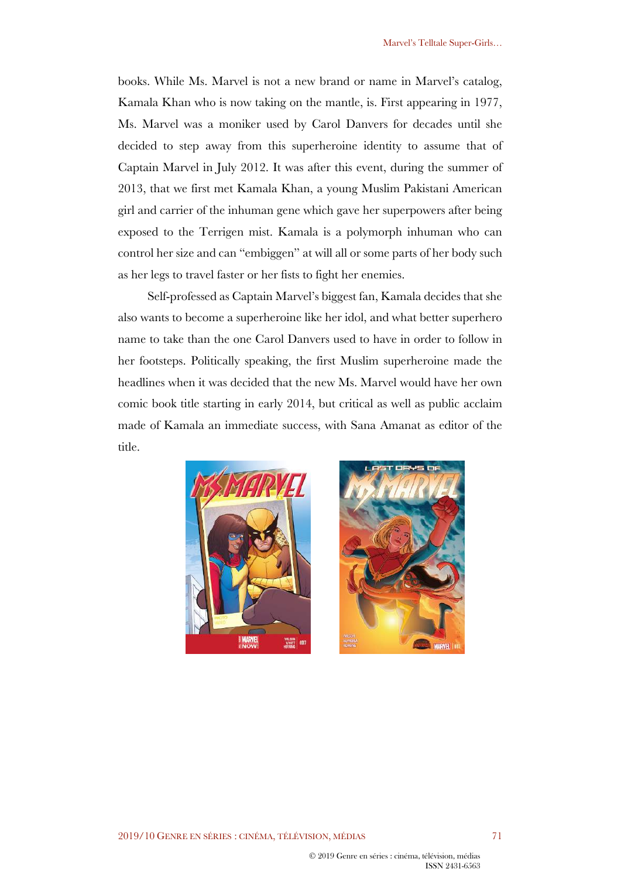books. While Ms. Marvel is not a new brand or name in Marvel's catalog, Kamala Khan who is now taking on the mantle, is. First appearing in 1977, Ms. Marvel was a moniker used by Carol Danvers for decades until she decided to step away from this superheroine identity to assume that of Captain Marvel in July 2012. It was after this event, during the summer of 2013, that we first met Kamala Khan, a young Muslim Pakistani American girl and carrier of the inhuman gene which gave her superpowers after being exposed to the Terrigen mist. Kamala is a polymorph inhuman who can control her size and can "embiggen" at will all or some parts of her body such as her legs to travel faster or her fists to fight her enemies.

Self-professed as Captain Marvel's biggest fan, Kamala decides that she also wants to become a superheroine like her idol, and what better superhero name to take than the one Carol Danvers used to have in order to follow in her footsteps. Politically speaking, the first Muslim superheroine made the headlines when it was decided that the new Ms. Marvel would have her own comic book title starting in early 2014, but critical as well as public acclaim made of Kamala an immediate success, with Sana Amanat as editor of the title.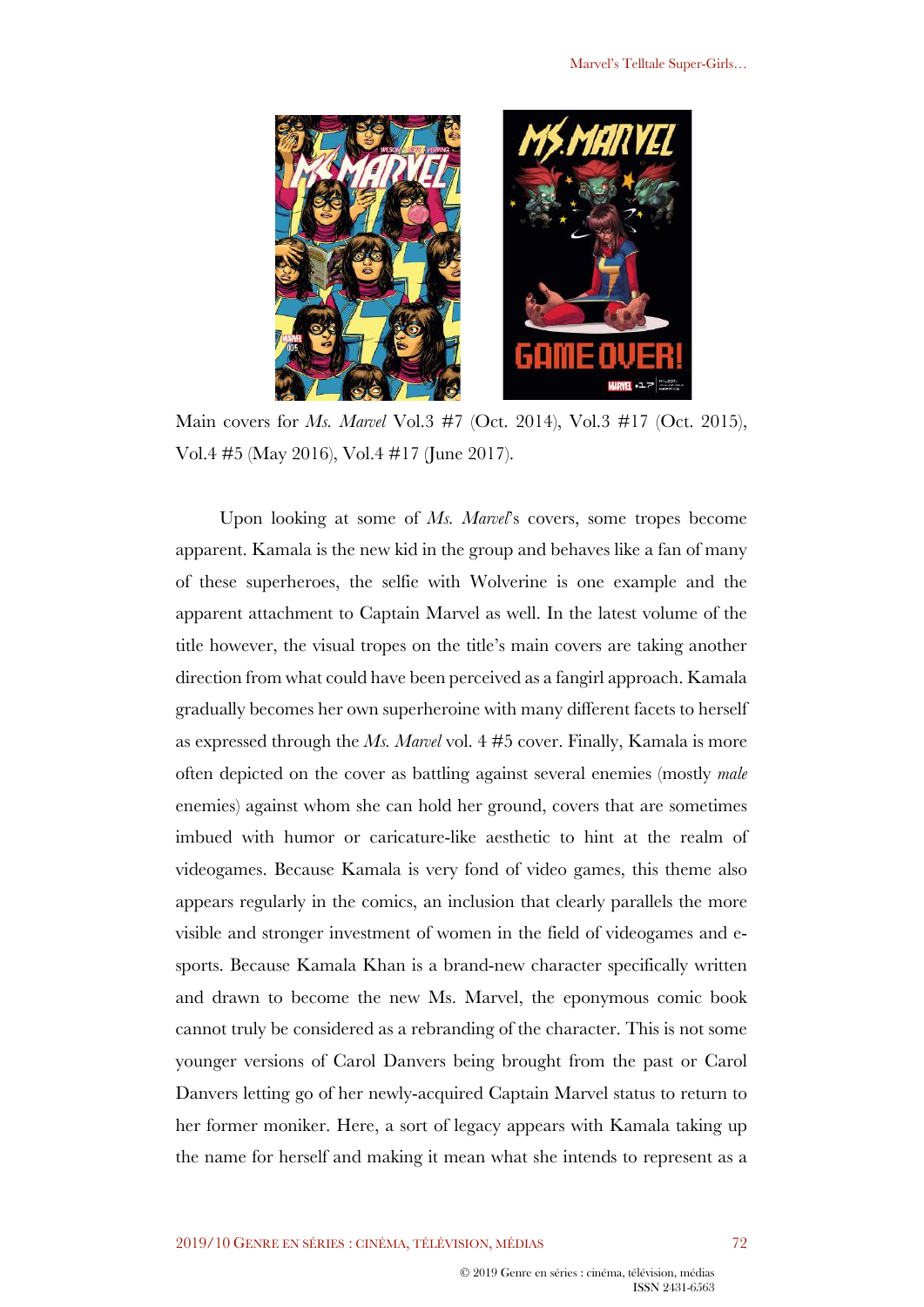Main covers for *Ms. Marvel* Vol.3 #7 (Oct. 2014), Vol.3 #17 (Oct. 2015), Vol.4 #5 (May 2016), Vol.4 #17 (June 2017).

Upon looking at some of *Ms. Marvel*'s covers, some tropes become apparent. Kamala is the new kid in the group and behaves like a fan of many of these superheroes, the selfie with Wolverine is one example and the apparent attachment to Captain Marvel as well. In the latest volume of the title however, the visual tropes on the title's main covers are taking another direction from what could have been perceived as a fangirl approach. Kamala gradually becomes her own superheroine with many different facets to herself as expressed through the *Ms. Marvel* vol. 4 #5 cover. Finally, Kamala is more often depicted on the cover as battling against several enemies (mostly *male* enemies) against whom she can hold her ground, covers that are sometimes imbued with humor or caricature-like aesthetic to hint at the realm of videogames. Because Kamala is very fond of video games, this theme also appears regularly in the comics, an inclusion that clearly parallels the more visible and stronger investment of women in the field of videogames and e-sports. Because Kamala Khan is a brand-new character specifically written and drawn to become the new Ms. Marvel, the eponymous comic book cannot truly be considered as a rebranding of the character. This is not some younger versions of Carol Danvers being brought from the past or Carol Danvers letting go of her newly-acquired Captain Marvel status to return to her former moniker. Here, a sort of legacy appears with Kamala taking up the name for herself and making it mean what she intends to represent as a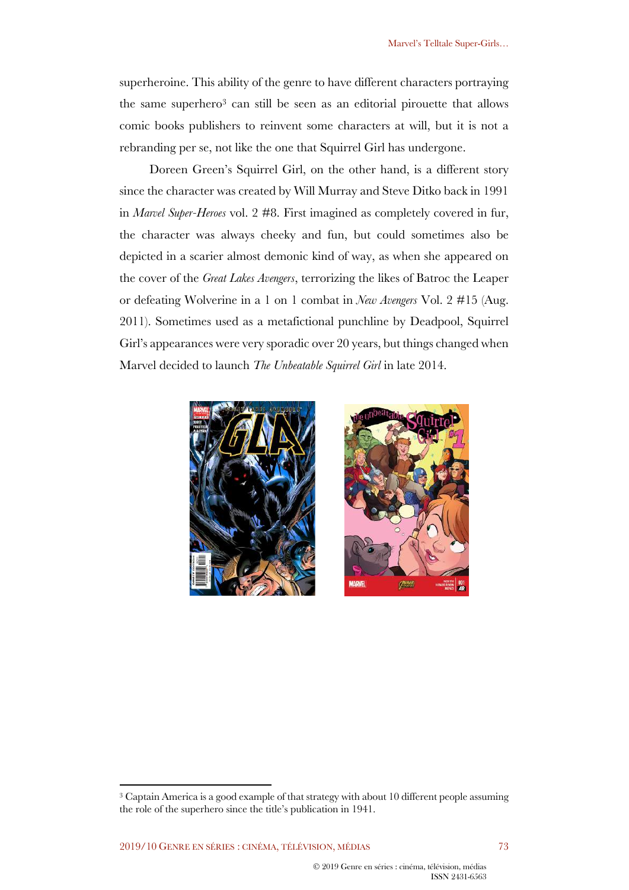superheroine. This ability of the genre to have different characters portraying the same superhero[3] can still be seen as an editorial pirouette that allows comic books publishers to reinvent some characters at will, but it is not a rebranding per se, not like the one that Squirrel Girl has undergone.

Doreen Green's Squirrel Girl, on the other hand, is a different story since the character was created by Will Murray and Steve Ditko back in 1991 in *Marvel Super-Heroes* vol. 2 #8. First imagined as completely covered in fur, the character was always cheeky and fun, but could sometimes also be depicted in a scarier almost demonic kind of way, as when she appeared on the cover of the *Great Lakes Avengers*, terrorizing the likes of Batroc the Leaper or defeating Wolverine in a 1 on 1 combat in *New Avengers* Vol. 2 #15 (Aug. 2011). Sometimes used as a metafictional punchline by Deadpool, Squirrel Girl's appearances were very sporadic over 20 years, but things changed when Marvel decided to launch *The Unbeatable Squirrel Girl* in late 2014.

[3] Captain America is a good example of that strategy with about 10 different people assuming the role of the superhero since the title's publication in 1941.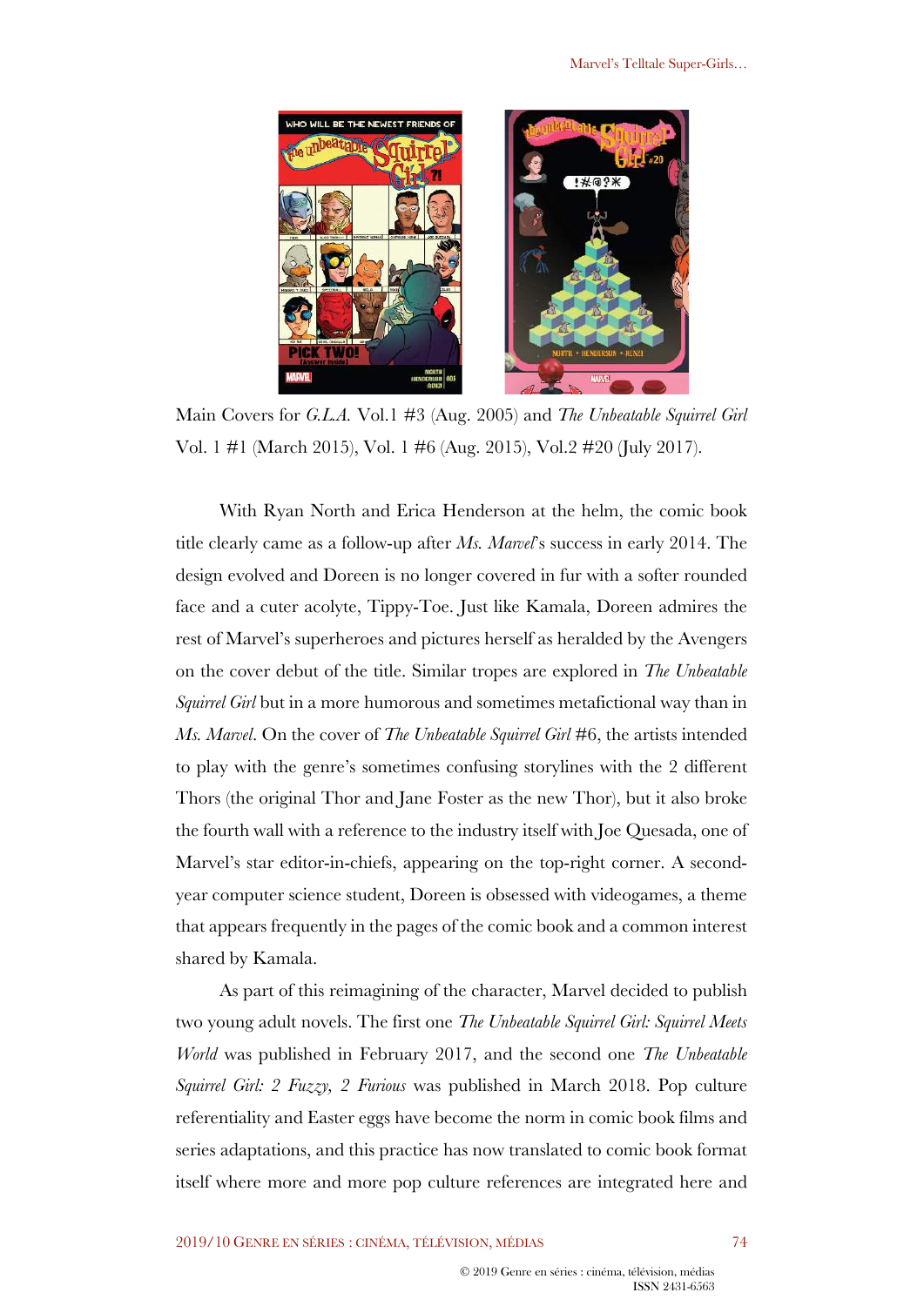Main Covers for *G.L.A.* Vol.1 #3 (Aug. 2005) and *The Unbeatable Squirrel Girl* Vol. 1 #1 (March 2015), Vol. 1 #6 (Aug. 2015), Vol.2 #20 (July 2017).

With Ryan North and Erica Henderson at the helm, the comic book title clearly came as a follow-up after *Ms. Marvel*'s success in early 2014. The design evolved and Doreen is no longer covered in fur with a softer rounded face and a cuter acolyte, Tippy-Toe. Just like Kamala, Doreen admires the rest of Marvel's superheroes and pictures herself as heralded by the Avengers on the cover debut of the title. Similar tropes are explored in *The Unbeatable Squirrel Girl* but in a more humorous and sometimes metafictional way than in *Ms. Marvel*. On the cover of *The Unbeatable Squirrel Girl* #6, the artists intended to play with the genre's sometimes confusing storylines with the 2 different Thors (the original Thor and Jane Foster as the new Thor), but it also broke the fourth wall with a reference to the industry itself with Joe Quesada, one of Marvel's star editor-in-chiefs, appearing on the top-right corner. A second-year computer science student, Doreen is obsessed with videogames, a theme that appears frequently in the pages of the comic book and a common interest shared by Kamala.

As part of this reimagining of the character, Marvel decided to publish two young adult novels. The first one *The Unbeatable Squirrel Girl: Squirrel Meets World* was published in February 2017, and the second one *The Unbeatable Squirrel Girl: 2 Fuzzy, 2 Furious* was published in March 2018. Pop culture referentiality and Easter eggs have become the norm in comic book films and series adaptations, and this practice has now translated to comic book format itself where more and more pop culture references are integrated here and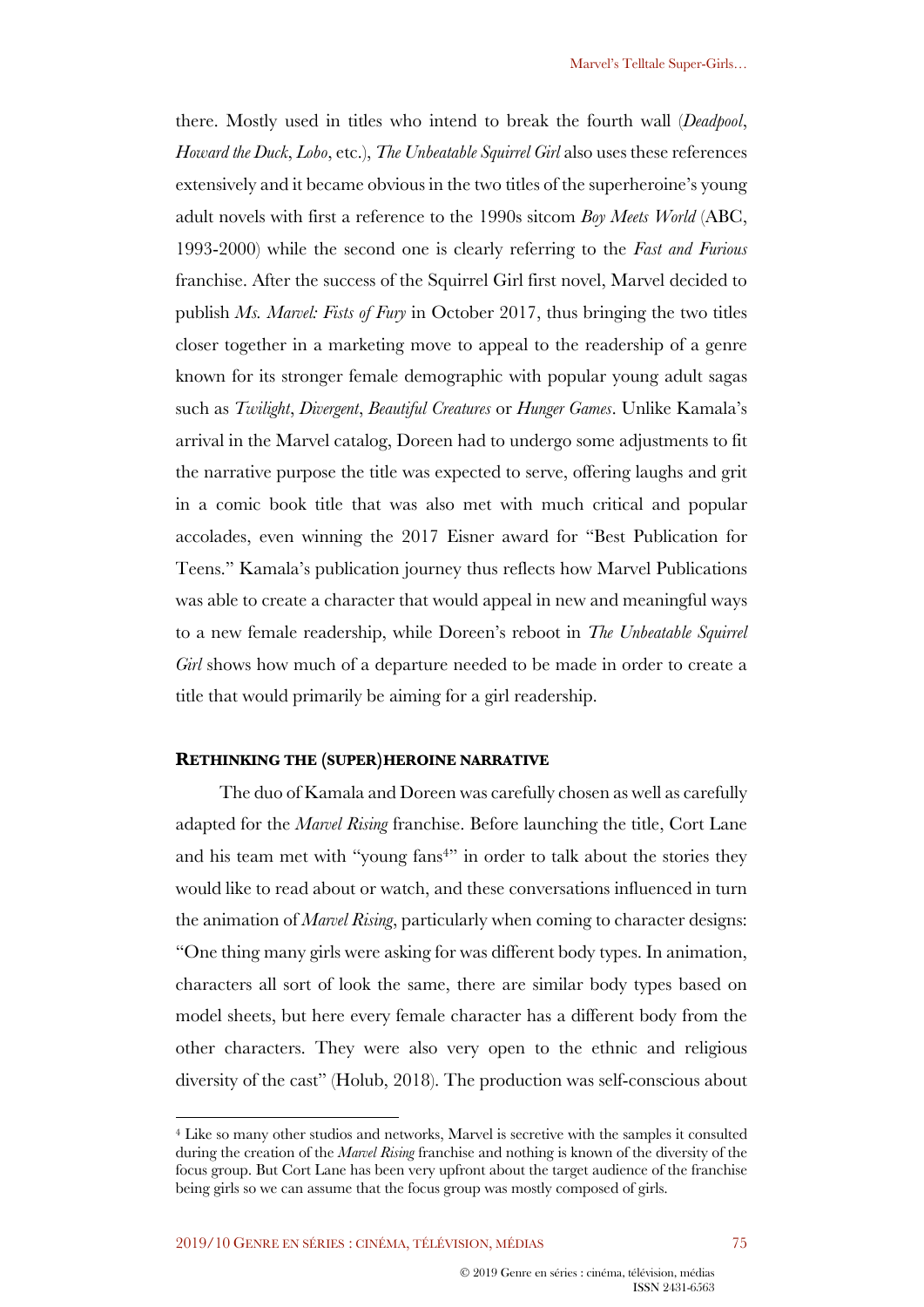there. Mostly used in titles who intend to break the fourth wall (*Deadpool*, *Howard the Duck*, *Lobo*, etc.), *The Unbeatable Squirrel Girl* also uses these references extensively and it became obvious in the two titles of the superheroine's young adult novels with first a reference to the 1990s sitcom *Boy Meets World* (ABC, 1993-2000) while the second one is clearly referring to the *Fast and Furious* franchise. After the success of the Squirrel Girl first novel, Marvel decided to publish *Ms. Marvel: Fists of Fury* in October 2017, thus bringing the two titles closer together in a marketing move to appeal to the readership of a genre known for its stronger female demographic with popular young adult sagas such as *Twilight*, *Divergent*, *Beautiful Creatures* or *Hunger Games*. Unlike Kamala's arrival in the Marvel catalog, Doreen had to undergo some adjustments to fit the narrative purpose the title was expected to serve, offering laughs and grit in a comic book title that was also met with much critical and popular accolades, even winning the 2017 Eisner award for "Best Publication for Teens." Kamala's publication journey thus reflects how Marvel Publications was able to create a character that would appeal in new and meaningful ways to a new female readership, while Doreen's reboot in *The Unbeatable Squirrel Girl* shows how much of a departure needed to be made in order to create a title that would primarily be aiming for a girl readership.

## Rethinking the (super)heroine narrative

The duo of Kamala and Doreen was carefully chosen as well as carefully adapted for the *Marvel Rising* franchise. Before launching the title, Cort Lane and his team met with "young fans[4]" in order to talk about the stories they would like to read about or watch, and these conversations influenced in turn the animation of *Marvel Rising*, particularly when coming to character designs: "One thing many girls were asking for was different body types. In animation, characters all sort of look the same, there are similar body types based on model sheets, but here every female character has a different body from the other characters. They were also very open to the ethnic and religious diversity of the cast" (Holub, 2018). The production was self-conscious about

---

[4] Like so many other studios and networks, Marvel is secretive with the samples it consulted during the creation of the *Marvel Rising* franchise and nothing is known of the diversity of the focus group. But Cort Lane has been very upfront about the target audience of the franchise being girls so we can assume that the focus group was mostly composed of girls.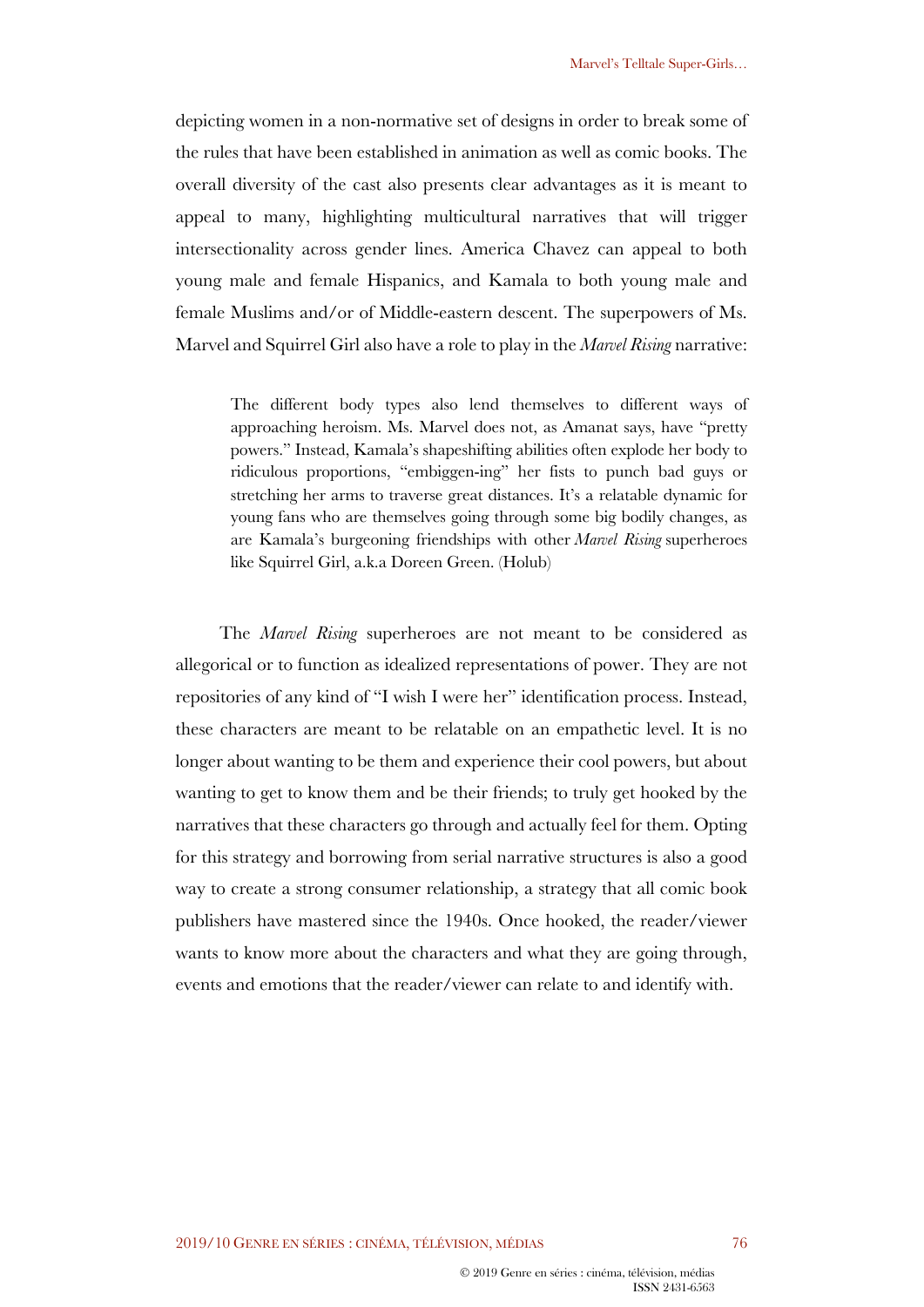depicting women in a non-normative set of designs in order to break some of the rules that have been established in animation as well as comic books. The overall diversity of the cast also presents clear advantages as it is meant to appeal to many, highlighting multicultural narratives that will trigger intersectionality across gender lines. America Chavez can appeal to both young male and female Hispanics, and Kamala to both young male and female Muslims and/or of Middle-eastern descent. The superpowers of Ms. Marvel and Squirrel Girl also have a role to play in the *Marvel Rising* narrative:

> The different body types also lend themselves to different ways of approaching heroism. Ms. Marvel does not, as Amanat says, have "pretty powers." Instead, Kamala's shapeshifting abilities often explode her body to ridiculous proportions, "embiggen-ing" her fists to punch bad guys or stretching her arms to traverse great distances. It's a relatable dynamic for young fans who are themselves going through some big bodily changes, as are Kamala's burgeoning friendships with other *Marvel Rising* superheroes like Squirrel Girl, a.k.a Doreen Green. (Holub)

The *Marvel Rising* superheroes are not meant to be considered as allegorical or to function as idealized representations of power. They are not repositories of any kind of "I wish I were her" identification process. Instead, these characters are meant to be relatable on an empathetic level. It is no longer about wanting to be them and experience their cool powers, but about wanting to get to know them and be their friends; to truly get hooked by the narratives that these characters go through and actually feel for them. Opting for this strategy and borrowing from serial narrative structures is also a good way to create a strong consumer relationship, a strategy that all comic book publishers have mastered since the 1940s. Once hooked, the reader/viewer wants to know more about the characters and what they are going through, events and emotions that the reader/viewer can relate to and identify with.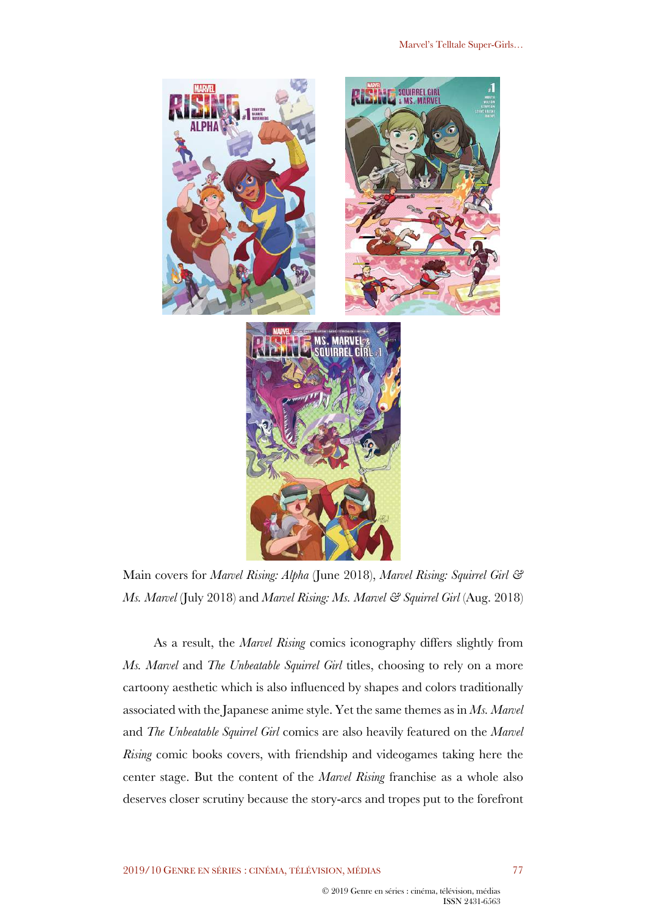Main covers for *Marvel Rising: Alpha* (June 2018), *Marvel Rising: Squirrel Girl & Ms. Marvel* (July 2018) and *Marvel Rising: Ms. Marvel & Squirrel Girl* (Aug. 2018)

As a result, the *Marvel Rising* comics iconography differs slightly from *Ms. Marvel* and *The Unbeatable Squirrel Girl* titles, choosing to rely on a more cartoony aesthetic which is also influenced by shapes and colors traditionally associated with the Japanese anime style. Yet the same themes as in *Ms. Marvel* and *The Unbeatable Squirrel Girl* comics are also heavily featured on the *Marvel Rising* comic books covers, with friendship and videogames taking here the center stage. But the content of the *Marvel Rising* franchise as a whole also deserves closer scrutiny because the story-arcs and tropes put to the forefront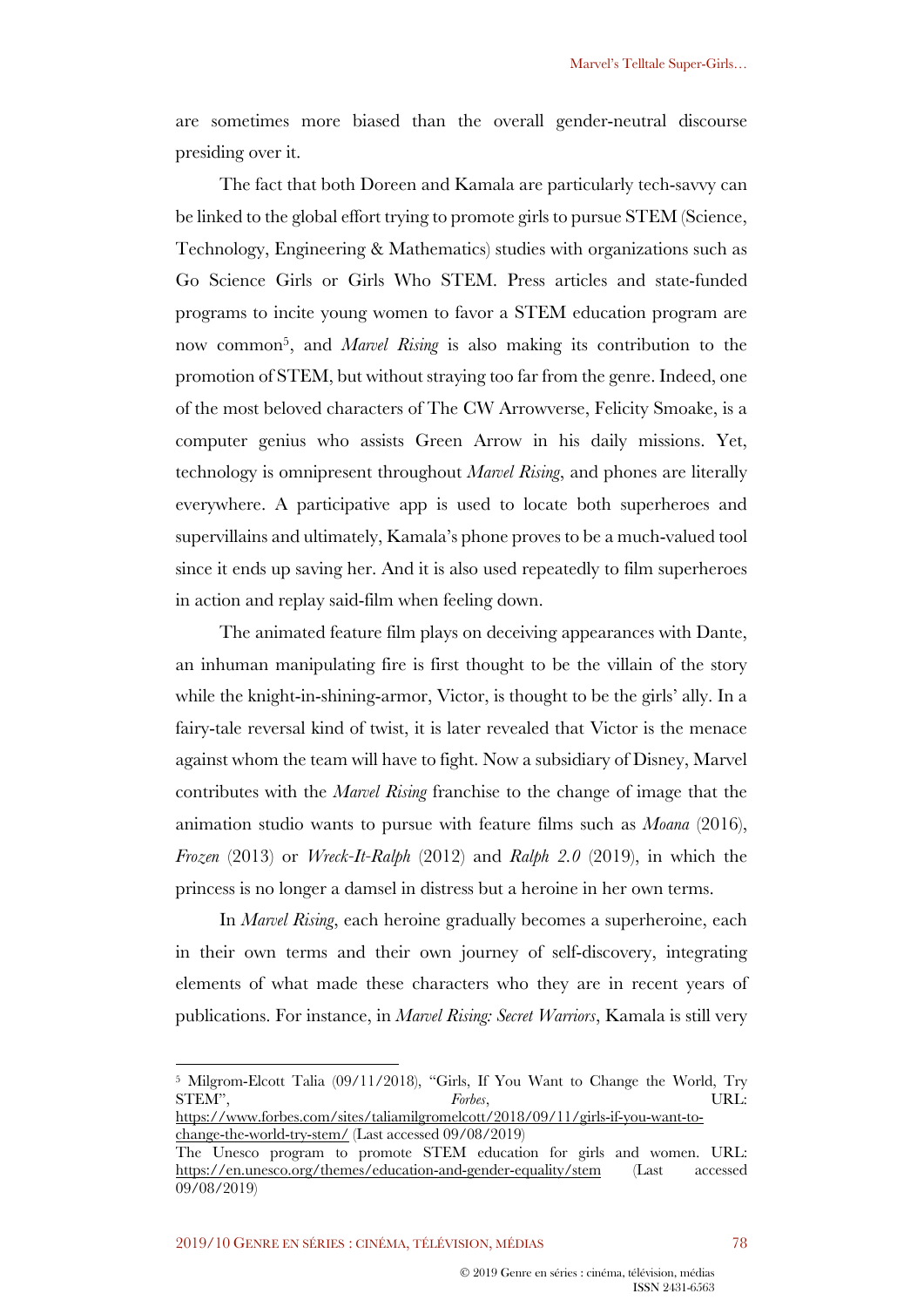are sometimes more biased than the overall gender-neutral discourse presiding over it.

The fact that both Doreen and Kamala are particularly tech-savvy can be linked to the global effort trying to promote girls to pursue STEM (Science, Technology, Engineering & Mathematics) studies with organizations such as Go Science Girls or Girls Who STEM. Press articles and state-funded programs to incite young women to favor a STEM education program are now common[5], and *Marvel Rising* is also making its contribution to the promotion of STEM, but without straying too far from the genre. Indeed, one of the most beloved characters of The CW Arrowverse, Felicity Smoake, is a computer genius who assists Green Arrow in his daily missions. Yet, technology is omnipresent throughout *Marvel Rising*, and phones are literally everywhere. A participative app is used to locate both superheroes and supervillains and ultimately, Kamala's phone proves to be a much-valued tool since it ends up saving her. And it is also used repeatedly to film superheroes in action and replay said-film when feeling down.

The animated feature film plays on deceiving appearances with Dante, an inhuman manipulating fire is first thought to be the villain of the story while the knight-in-shining-armor, Victor, is thought to be the girls' ally. In a fairy-tale reversal kind of twist, it is later revealed that Victor is the menace against whom the team will have to fight. Now a subsidiary of Disney, Marvel contributes with the *Marvel Rising* franchise to the change of image that the animation studio wants to pursue with feature films such as *Moana* (2016), *Frozen* (2013) or *Wreck-It-Ralph* (2012) and *Ralph 2.0* (2019), in which the princess is no longer a damsel in distress but a heroine in her own terms.

In *Marvel Rising*, each heroine gradually becomes a superheroine, each in their own terms and their own journey of self-discovery, integrating elements of what made these characters who they are in recent years of publications. For instance, in *Marvel Rising: Secret Warriors*, Kamala is still very

---

[5] Milgrom-Elcott Talia (09/11/2018), "Girls, If You Want to Change the World, Try STEM", *Forbes*, URL: https://www.forbes.com/sites/taliamilgromelcott/2018/09/11/girls-if-you-want-to-change-the-world-try-stem/ (Last accessed 09/08/2019)
The Unesco program to promote STEM education for girls and women. URL: https://en.unesco.org/themes/education-and-gender-equality/stem (Last accessed 09/08/2019)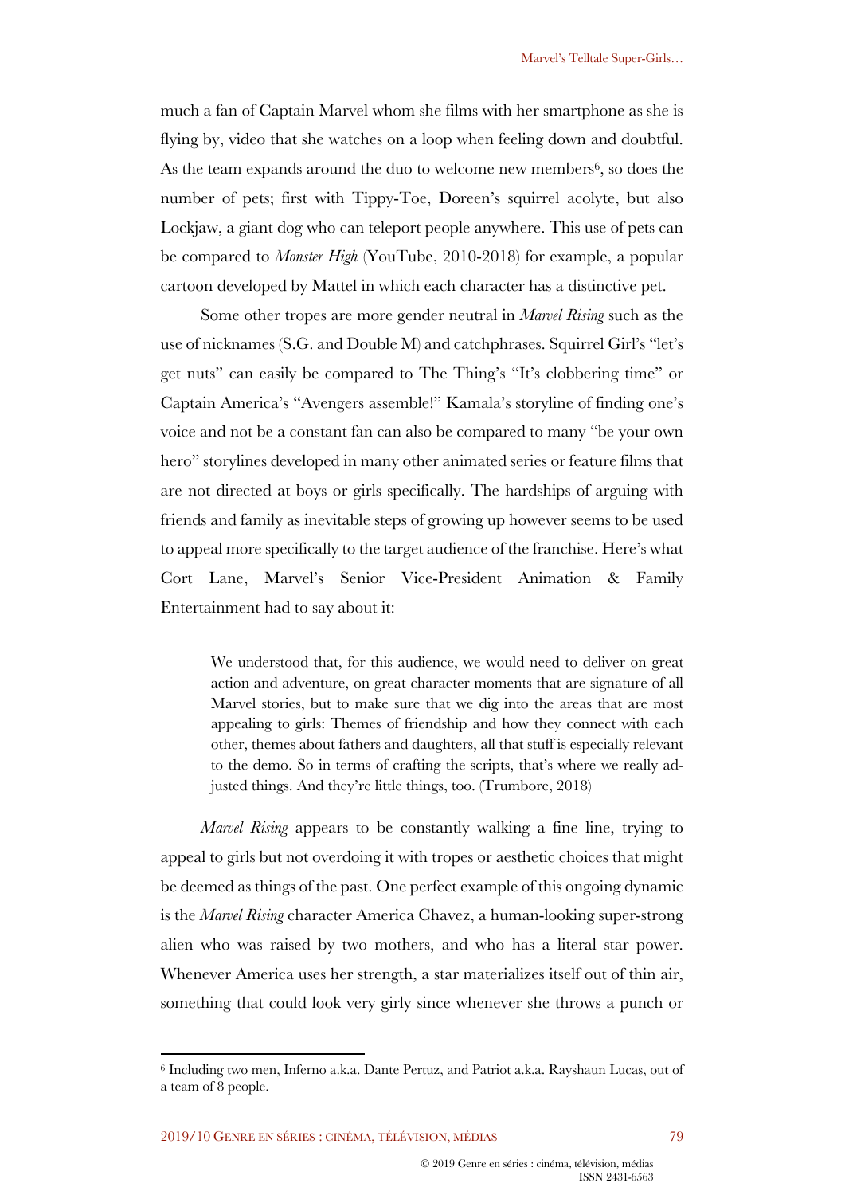much a fan of Captain Marvel whom she films with her smartphone as she is flying by, video that she watches on a loop when feeling down and doubtful. As the team expands around the duo to welcome new members[6], so does the number of pets; first with Tippy-Toe, Doreen's squirrel acolyte, but also Lockjaw, a giant dog who can teleport people anywhere. This use of pets can be compared to *Monster High* (YouTube, 2010-2018) for example, a popular cartoon developed by Mattel in which each character has a distinctive pet.

Some other tropes are more gender neutral in *Marvel Rising* such as the use of nicknames (S.G. and Double M) and catchphrases. Squirrel Girl's "let's get nuts" can easily be compared to The Thing's "It's clobbering time" or Captain America's "Avengers assemble!" Kamala's storyline of finding one's voice and not be a constant fan can also be compared to many "be your own hero" storylines developed in many other animated series or feature films that are not directed at boys or girls specifically. The hardships of arguing with friends and family as inevitable steps of growing up however seems to be used to appeal more specifically to the target audience of the franchise. Here's what Cort Lane, Marvel's Senior Vice-President Animation & Family Entertainment had to say about it:

> We understood that, for this audience, we would need to deliver on great action and adventure, on great character moments that are signature of all Marvel stories, but to make sure that we dig into the areas that are most appealing to girls: Themes of friendship and how they connect with each other, themes about fathers and daughters, all that stuff is especially relevant to the demo. So in terms of crafting the scripts, that's where we really adjusted things. And they're little things, too. (Trumbore, 2018)

*Marvel Rising* appears to be constantly walking a fine line, trying to appeal to girls but not overdoing it with tropes or aesthetic choices that might be deemed as things of the past. One perfect example of this ongoing dynamic is the *Marvel Rising* character America Chavez, a human-looking super-strong alien who was raised by two mothers, and who has a literal star power. Whenever America uses her strength, a star materializes itself out of thin air, something that could look very girly since whenever she throws a punch or

[6] Including two men, Inferno a.k.a. Dante Pertuz, and Patriot a.k.a. Rayshaun Lucas, out of a team of 8 people.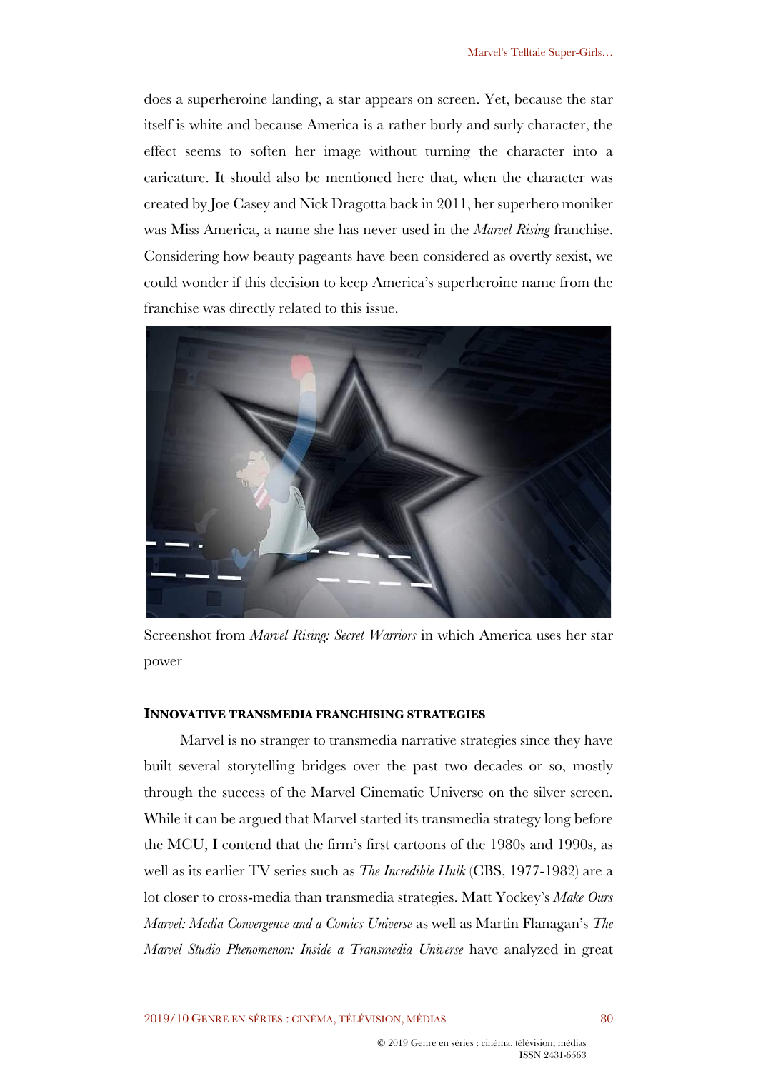does a superheroine landing, a star appears on screen. Yet, because the star itself is white and because America is a rather burly and surly character, the effect seems to soften her image without turning the character into a caricature. It should also be mentioned here that, when the character was created by Joe Casey and Nick Dragotta back in 2011, her superhero moniker was Miss America, a name she has never used in the *Marvel Rising* franchise. Considering how beauty pageants have been considered as overtly sexist, we could wonder if this decision to keep America's superheroine name from the franchise was directly related to this issue.

Screenshot from *Marvel Rising: Secret Warriors* in which America uses her star power

### INNOVATIVE TRANSMEDIA FRANCHISING STRATEGIES

Marvel is no stranger to transmedia narrative strategies since they have built several storytelling bridges over the past two decades or so, mostly through the success of the Marvel Cinematic Universe on the silver screen. While it can be argued that Marvel started its transmedia strategy long before the MCU, I contend that the firm's first cartoons of the 1980s and 1990s, as well as its earlier TV series such as *The Incredible Hulk* (CBS, 1977-1982) are a lot closer to cross-media than transmedia strategies. Matt Yockey's *Make Ours Marvel: Media Convergence and a Comics Universe* as well as Martin Flanagan's *The Marvel Studio Phenomenon: Inside a Transmedia Universe* have analyzed in great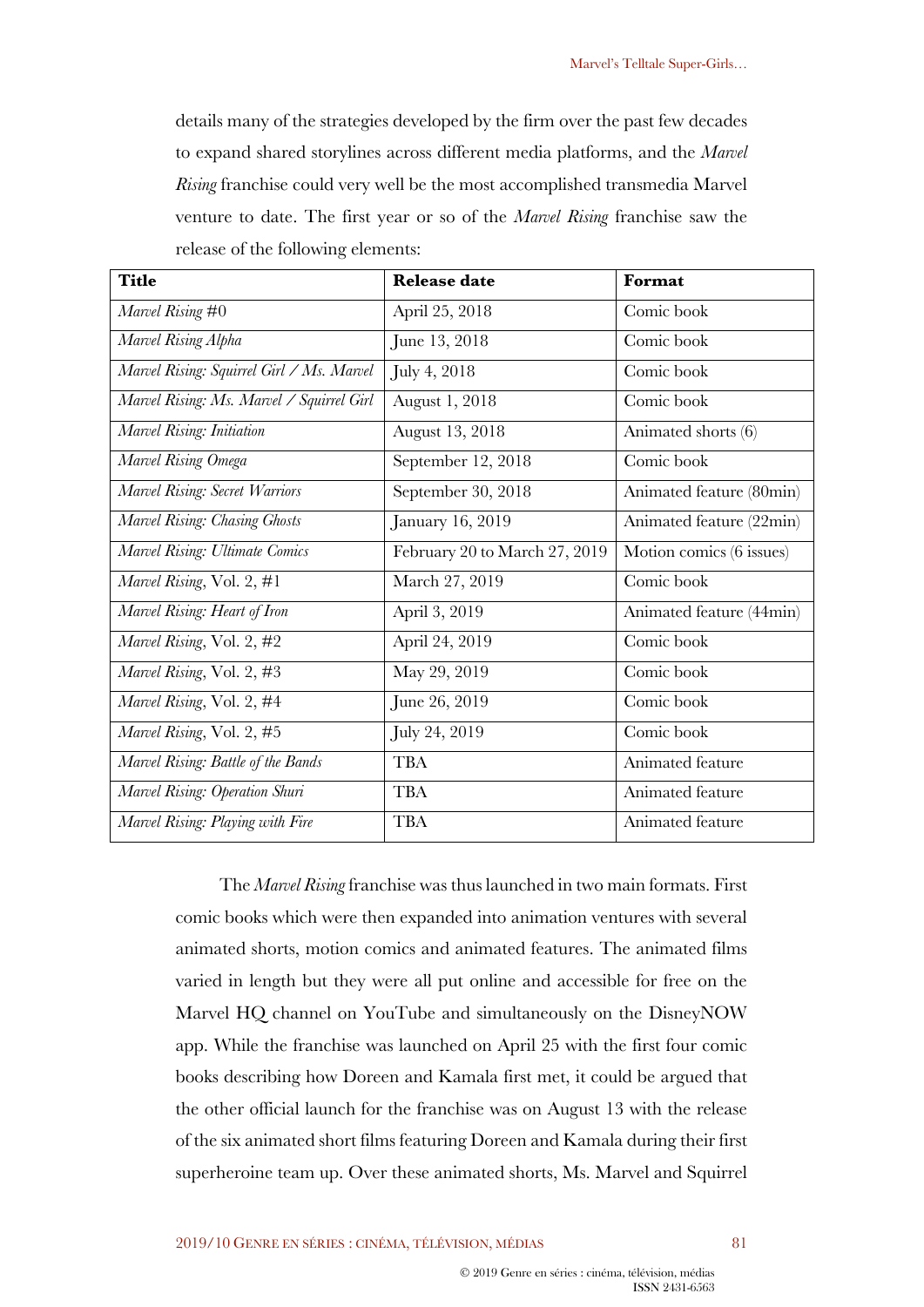details many of the strategies developed by the firm over the past few decades to expand shared storylines across different media platforms, and the *Marvel Rising* franchise could very well be the most accomplished transmedia Marvel venture to date. The first year or so of the *Marvel Rising* franchise saw the release of the following elements:

| **Title** | **Release date** | **Format** |
|---|---|---|
| *Marvel Rising* #0 | April 25, 2018 | Comic book |
| *Marvel Rising Alpha* | June 13, 2018 | Comic book |
| *Marvel Rising: Squirrel Girl / Ms. Marvel* | July 4, 2018 | Comic book |
| *Marvel Rising: Ms. Marvel / Squirrel Girl* | August 1, 2018 | Comic book |
| *Marvel Rising: Initiation* | August 13, 2018 | Animated shorts (6) |
| *Marvel Rising Omega* | September 12, 2018 | Comic book |
| *Marvel Rising: Secret Warriors* | September 30, 2018 | Animated feature (80min) |
| *Marvel Rising: Chasing Ghosts* | January 16, 2019 | Animated feature (22min) |
| *Marvel Rising: Ultimate Comics* | February 20 to March 27, 2019 | Motion comics (6 issues) |
| *Marvel Rising*, Vol. 2, #1 | March 27, 2019 | Comic book |
| *Marvel Rising: Heart of Iron* | April 3, 2019 | Animated feature (44min) |
| *Marvel Rising*, Vol. 2, #2 | April 24, 2019 | Comic book |
| *Marvel Rising*, Vol. 2, #3 | May 29, 2019 | Comic book |
| *Marvel Rising*, Vol. 2, #4 | June 26, 2019 | Comic book |
| *Marvel Rising*, Vol. 2, #5 | July 24, 2019 | Comic book |
| *Marvel Rising: Battle of the Bands* | TBA | Animated feature |
| *Marvel Rising: Operation Shuri* | TBA | Animated feature |
| *Marvel Rising: Playing with Fire* | TBA | Animated feature |

The *Marvel Rising* franchise was thus launched in two main formats. First comic books which were then expanded into animation ventures with several animated shorts, motion comics and animated features. The animated films varied in length but they were all put online and accessible for free on the Marvel HQ channel on YouTube and simultaneously on the DisneyNOW app. While the franchise was launched on April 25 with the first four comic books describing how Doreen and Kamala first met, it could be argued that the other official launch for the franchise was on August 13 with the release of the six animated short films featuring Doreen and Kamala during their first superheroine team up. Over these animated shorts, Ms. Marvel and Squirrel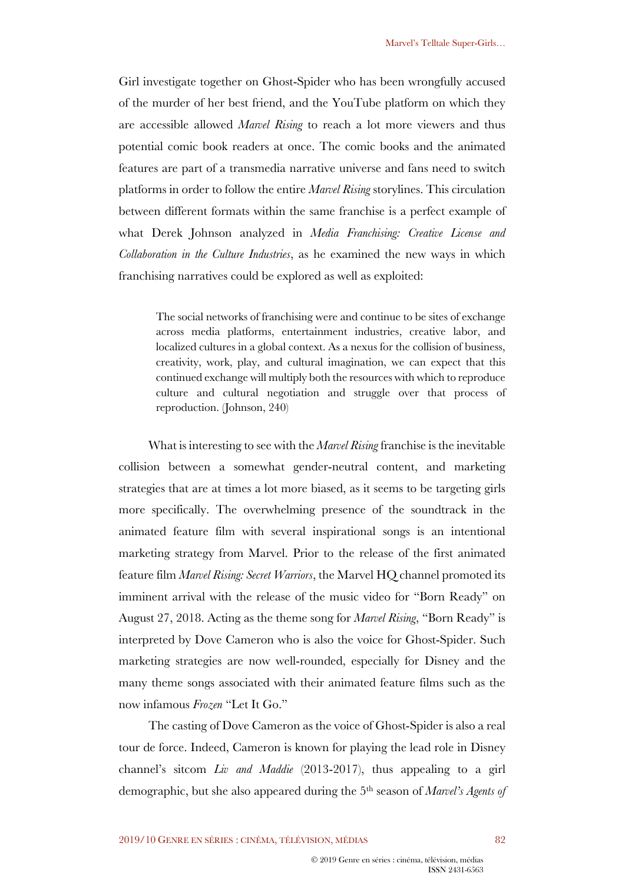Girl investigate together on Ghost-Spider who has been wrongfully accused of the murder of her best friend, and the YouTube platform on which they are accessible allowed *Marvel Rising* to reach a lot more viewers and thus potential comic book readers at once. The comic books and the animated features are part of a transmedia narrative universe and fans need to switch platforms in order to follow the entire *Marvel Rising* storylines. This circulation between different formats within the same franchise is a perfect example of what Derek Johnson analyzed in *Media Franchising: Creative License and Collaboration in the Culture Industries*, as he examined the new ways in which franchising narratives could be explored as well as exploited:

> The social networks of franchising were and continue to be sites of exchange across media platforms, entertainment industries, creative labor, and localized cultures in a global context. As a nexus for the collision of business, creativity, work, play, and cultural imagination, we can expect that this continued exchange will multiply both the resources with which to reproduce culture and cultural negotiation and struggle over that process of reproduction. (Johnson, 240)

What is interesting to see with the *Marvel Rising* franchise is the inevitable collision between a somewhat gender-neutral content, and marketing strategies that are at times a lot more biased, as it seems to be targeting girls more specifically. The overwhelming presence of the soundtrack in the animated feature film with several inspirational songs is an intentional marketing strategy from Marvel. Prior to the release of the first animated feature film *Marvel Rising: Secret Warriors*, the Marvel HQ channel promoted its imminent arrival with the release of the music video for "Born Ready" on August 27, 2018. Acting as the theme song for *Marvel Rising*, "Born Ready" is interpreted by Dove Cameron who is also the voice for Ghost-Spider. Such marketing strategies are now well-rounded, especially for Disney and the many theme songs associated with their animated feature films such as the now infamous *Frozen* "Let It Go."

The casting of Dove Cameron as the voice of Ghost-Spider is also a real tour de force. Indeed, Cameron is known for playing the lead role in Disney channel's sitcom *Liv and Maddie* (2013-2017), thus appealing to a girl demographic, but she also appeared during the 5th season of *Marvel's Agents of*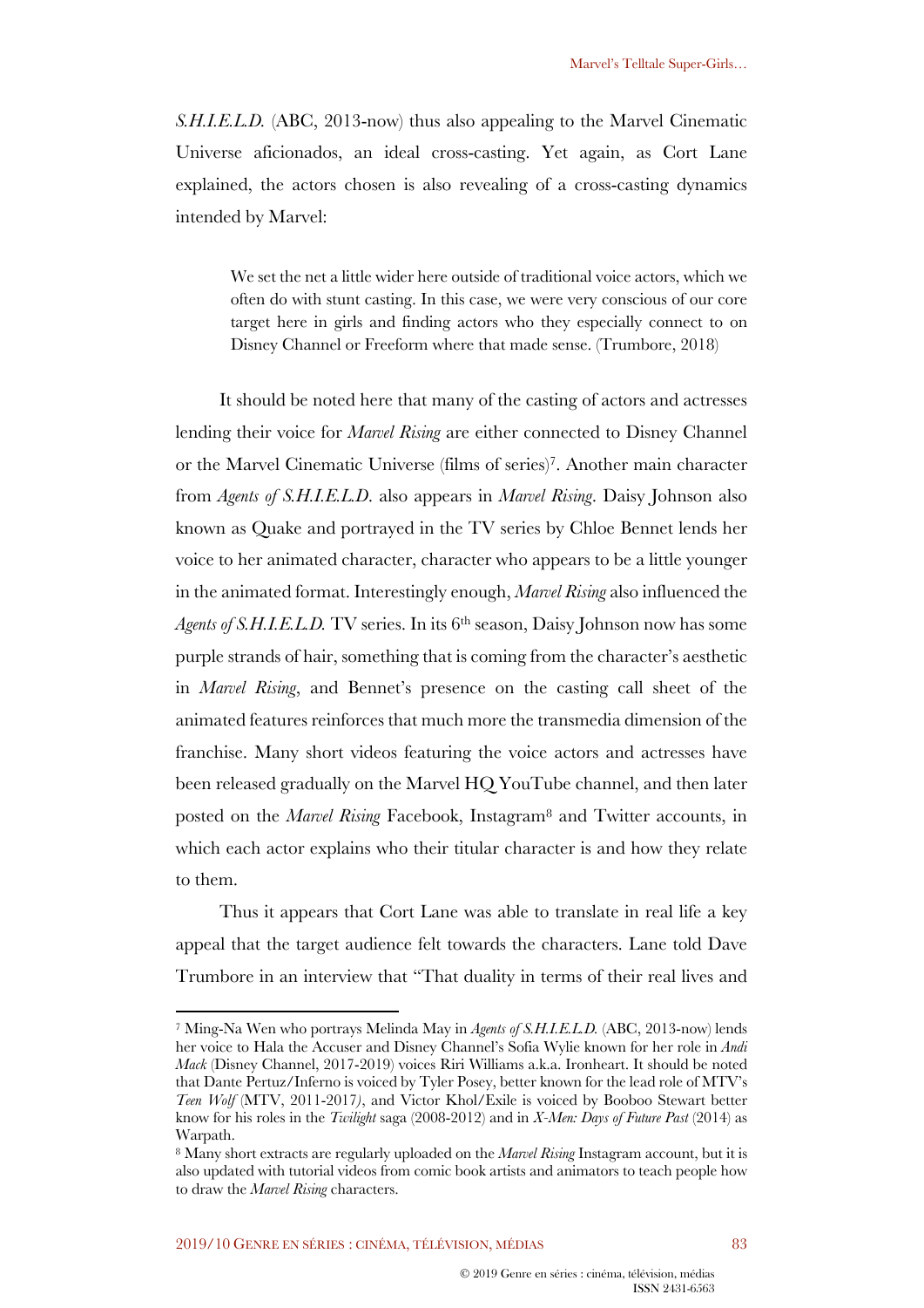*S.H.I.E.L.D.* (ABC, 2013-now) thus also appealing to the Marvel Cinematic Universe aficionados, an ideal cross-casting. Yet again, as Cort Lane explained, the actors chosen is also revealing of a cross-casting dynamics intended by Marvel:

> We set the net a little wider here outside of traditional voice actors, which we often do with stunt casting. In this case, we were very conscious of our core target here in girls and finding actors who they especially connect to on Disney Channel or Freeform where that made sense. (Trumbore, 2018)

It should be noted here that many of the casting of actors and actresses lending their voice for *Marvel Rising* are either connected to Disney Channel or the Marvel Cinematic Universe (films of series)[7]. Another main character from *Agents of S.H.I.E.L.D.* also appears in *Marvel Rising*. Daisy Johnson also known as Quake and portrayed in the TV series by Chloe Bennet lends her voice to her animated character, character who appears to be a little younger in the animated format. Interestingly enough, *Marvel Rising* also influenced the *Agents of S.H.I.E.L.D.* TV series. In its 6th season, Daisy Johnson now has some purple strands of hair, something that is coming from the character's aesthetic in *Marvel Rising*, and Bennet's presence on the casting call sheet of the animated features reinforces that much more the transmedia dimension of the franchise. Many short videos featuring the voice actors and actresses have been released gradually on the Marvel HQ YouTube channel, and then later posted on the *Marvel Rising* Facebook, Instagram[8] and Twitter accounts, in which each actor explains who their titular character is and how they relate to them.

Thus it appears that Cort Lane was able to translate in real life a key appeal that the target audience felt towards the characters. Lane told Dave Trumbore in an interview that "That duality in terms of their real lives and

---

[7] Ming-Na Wen who portrays Melinda May in *Agents of S.H.I.E.L.D.* (ABC, 2013-now) lends her voice to Hala the Accuser and Disney Channel's Sofia Wylie known for her role in *Andi Mack* (Disney Channel, 2017-2019) voices Riri Williams a.k.a. Ironheart. It should be noted that Dante Pertuz/Inferno is voiced by Tyler Posey, better known for the lead role of MTV's *Teen Wolf* (MTV, 2011-2017), and Victor Khol/Exile is voiced by Booboo Stewart better know for his roles in the *Twilight* saga (2008-2012) and in *X-Men: Days of Future Past* (2014) as Warpath.

[8] Many short extracts are regularly uploaded on the *Marvel Rising* Instagram account, but it is also updated with tutorial videos from comic book artists and animators to teach people how to draw the *Marvel Rising* characters.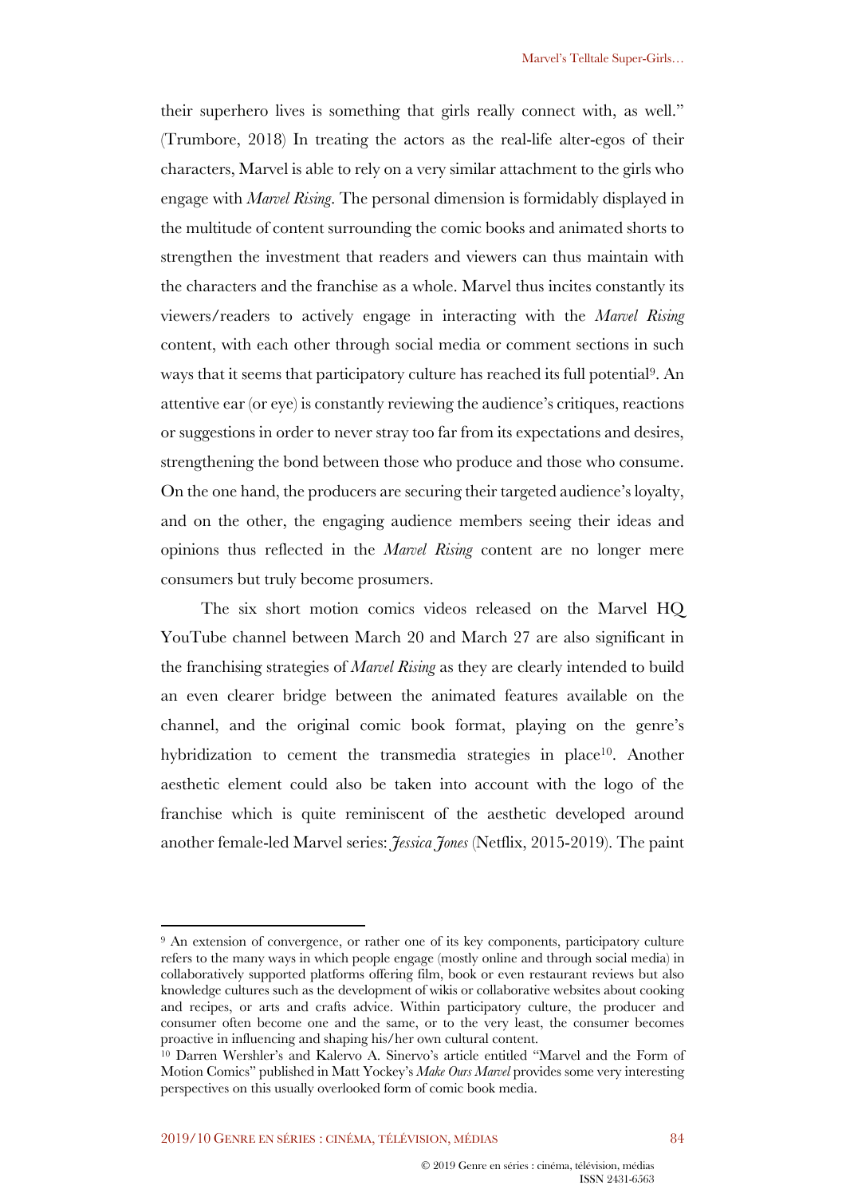their superhero lives is something that girls really connect with, as well." (Trumbore, 2018) In treating the actors as the real-life alter-egos of their characters, Marvel is able to rely on a very similar attachment to the girls who engage with *Marvel Rising*. The personal dimension is formidably displayed in the multitude of content surrounding the comic books and animated shorts to strengthen the investment that readers and viewers can thus maintain with the characters and the franchise as a whole. Marvel thus incites constantly its viewers/readers to actively engage in interacting with the *Marvel Rising* content, with each other through social media or comment sections in such ways that it seems that participatory culture has reached its full potential[9]. An attentive ear (or eye) is constantly reviewing the audience's critiques, reactions or suggestions in order to never stray too far from its expectations and desires, strengthening the bond between those who produce and those who consume. On the one hand, the producers are securing their targeted audience's loyalty, and on the other, the engaging audience members seeing their ideas and opinions thus reflected in the *Marvel Rising* content are no longer mere consumers but truly become prosumers.

The six short motion comics videos released on the Marvel HQ YouTube channel between March 20 and March 27 are also significant in the franchising strategies of *Marvel Rising* as they are clearly intended to build an even clearer bridge between the animated features available on the channel, and the original comic book format, playing on the genre's hybridization to cement the transmedia strategies in place[10]. Another aesthetic element could also be taken into account with the logo of the franchise which is quite reminiscent of the aesthetic developed around another female-led Marvel series: *Jessica Jones* (Netflix, 2015-2019). The paint

[9] An extension of convergence, or rather one of its key components, participatory culture refers to the many ways in which people engage (mostly online and through social media) in collaboratively supported platforms offering film, book or even restaurant reviews but also knowledge cultures such as the development of wikis or collaborative websites about cooking and recipes, or arts and crafts advice. Within participatory culture, the producer and consumer often become one and the same, or to the very least, the consumer becomes proactive in influencing and shaping his/her own cultural content.

[10] Darren Wershler's and Kalervo A. Sinervo's article entitled "Marvel and the Form of Motion Comics" published in Matt Yockey's *Make Ours Marvel* provides some very interesting perspectives on this usually overlooked form of comic book media.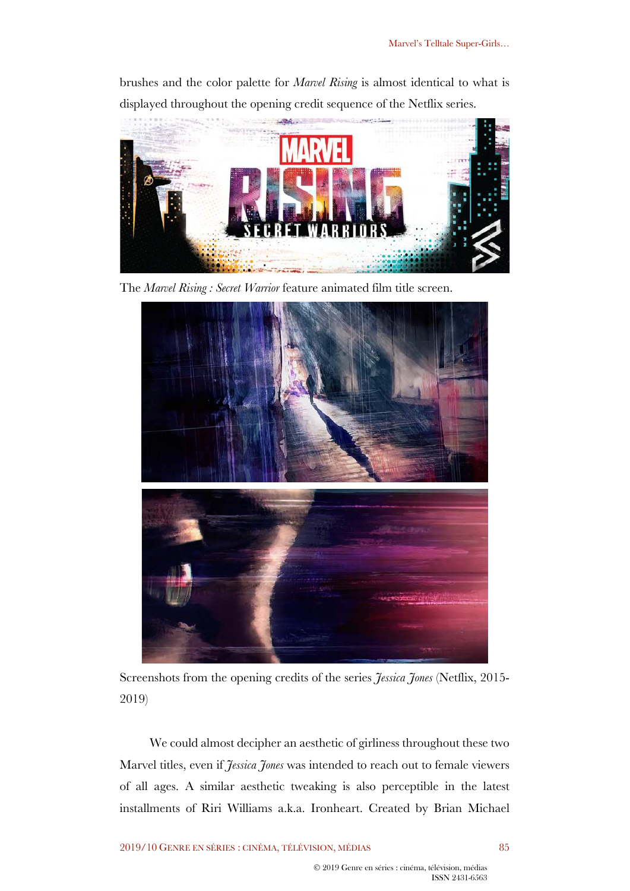brushes and the color palette for *Marvel Rising* is almost identical to what is displayed throughout the opening credit sequence of the Netflix series.

The *Marvel Rising : Secret Warrior* feature animated film title screen.

Screenshots from the opening credits of the series *Jessica Jones* (Netflix, 2015-2019)

We could almost decipher an aesthetic of girliness throughout these two Marvel titles, even if *Jessica Jones* was intended to reach out to female viewers of all ages. A similar aesthetic tweaking is also perceptible in the latest installments of Riri Williams a.k.a. Ironheart. Created by Brian Michael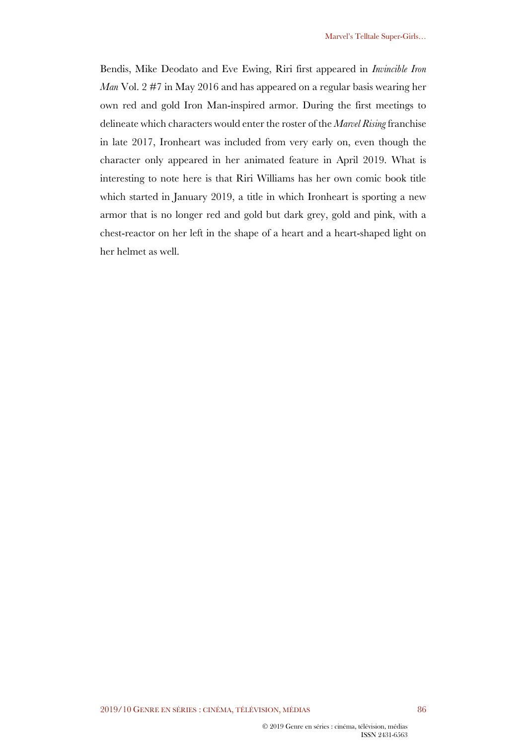Bendis, Mike Deodato and Eve Ewing, Riri first appeared in *Invincible Iron Man* Vol. 2 #7 in May 2016 and has appeared on a regular basis wearing her own red and gold Iron Man-inspired armor. During the first meetings to delineate which characters would enter the roster of the *Marvel Rising* franchise in late 2017, Ironheart was included from very early on, even though the character only appeared in her animated feature in April 2019. What is interesting to note here is that Riri Williams has her own comic book title which started in January 2019, a title in which Ironheart is sporting a new armor that is no longer red and gold but dark grey, gold and pink, with a chest-reactor on her left in the shape of a heart and a heart-shaped light on her helmet as well.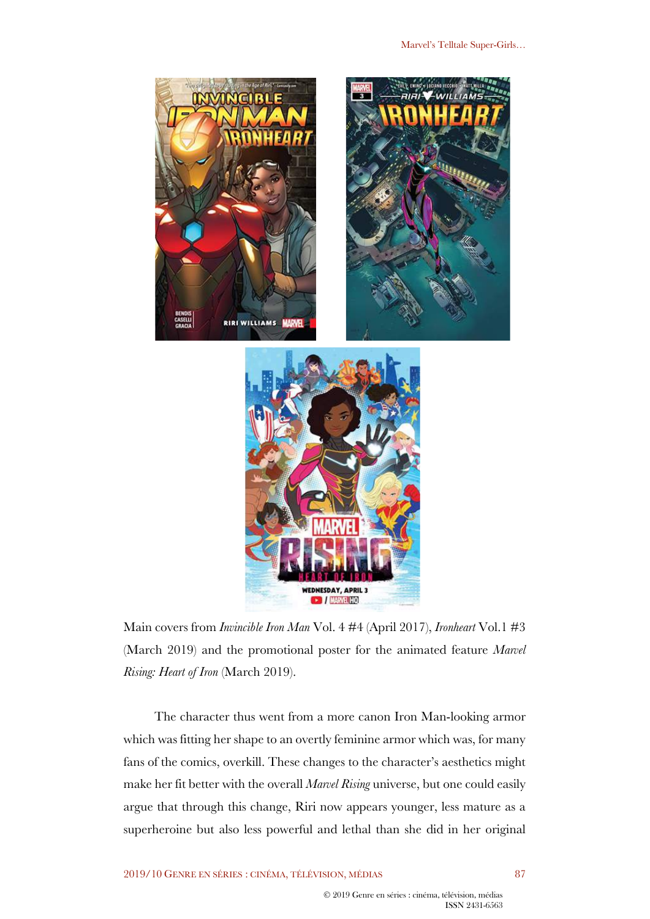Main covers from *Invincible Iron Man* Vol. 4 #4 (April 2017), *Ironheart* Vol.1 #3 (March 2019) and the promotional poster for the animated feature *Marvel Rising: Heart of Iron* (March 2019).

The character thus went from a more canon Iron Man-looking armor which was fitting her shape to an overtly feminine armor which was, for many fans of the comics, overkill. These changes to the character's aesthetics might make her fit better with the overall *Marvel Rising* universe, but one could easily argue that through this change, Riri now appears younger, less mature as a superheroine but also less powerful and lethal than she did in her original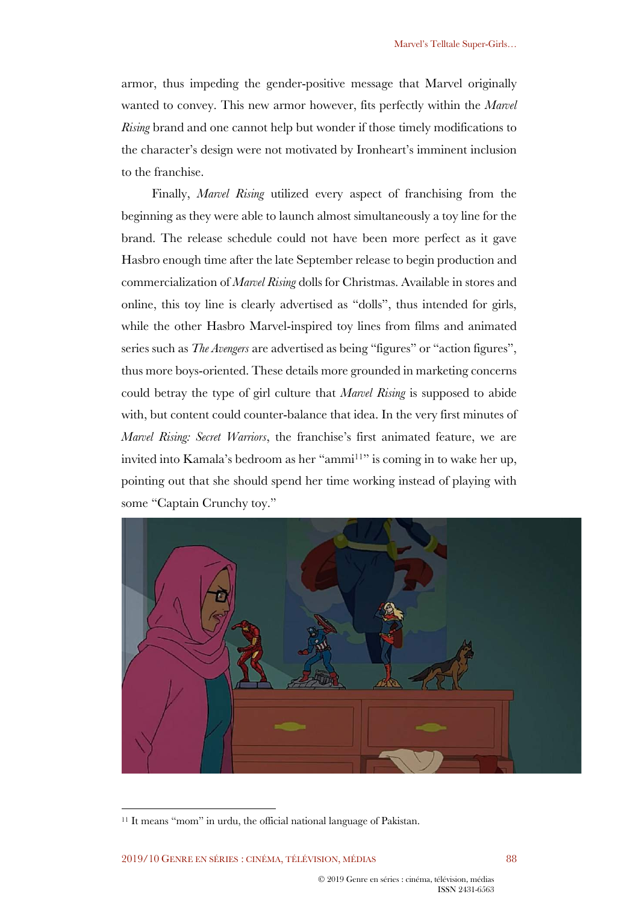armor, thus impeding the gender-positive message that Marvel originally wanted to convey. This new armor however, fits perfectly within the *Marvel Rising* brand and one cannot help but wonder if those timely modifications to the character's design were not motivated by Ironheart's imminent inclusion to the franchise.

Finally, *Marvel Rising* utilized every aspect of franchising from the beginning as they were able to launch almost simultaneously a toy line for the brand. The release schedule could not have been more perfect as it gave Hasbro enough time after the late September release to begin production and commercialization of *Marvel Rising* dolls for Christmas. Available in stores and online, this toy line is clearly advertised as "dolls", thus intended for girls, while the other Hasbro Marvel-inspired toy lines from films and animated series such as *The Avengers* are advertised as being "figures" or "action figures", thus more boys-oriented. These details more grounded in marketing concerns could betray the type of girl culture that *Marvel Rising* is supposed to abide with, but content could counter-balance that idea. In the very first minutes of *Marvel Rising: Secret Warriors*, the franchise's first animated feature, we are invited into Kamala's bedroom as her "ammi[11]" is coming in to wake her up, pointing out that she should spend her time working instead of playing with some "Captain Crunchy toy."

[11] It means "mom" in urdu, the official national language of Pakistan.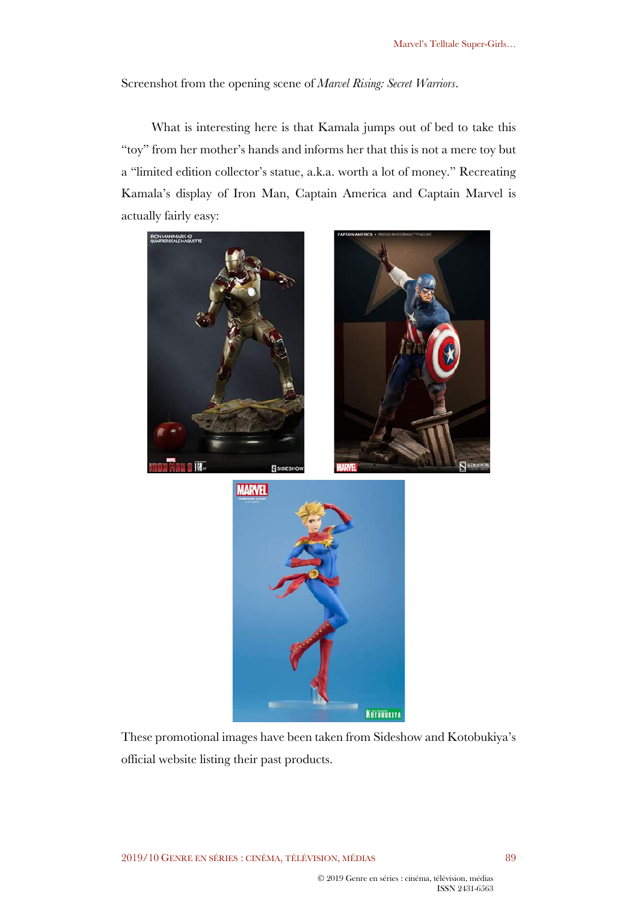Screenshot from the opening scene of *Marvel Rising: Secret Warriors*.

What is interesting here is that Kamala jumps out of bed to take this "toy" from her mother's hands and informs her that this is not a mere toy but a "limited edition collector's statue, a.k.a. worth a lot of money." Recreating Kamala's display of Iron Man, Captain America and Captain Marvel is actually fairly easy:

These promotional images have been taken from Sideshow and Kotobukiya's official website listing their past products.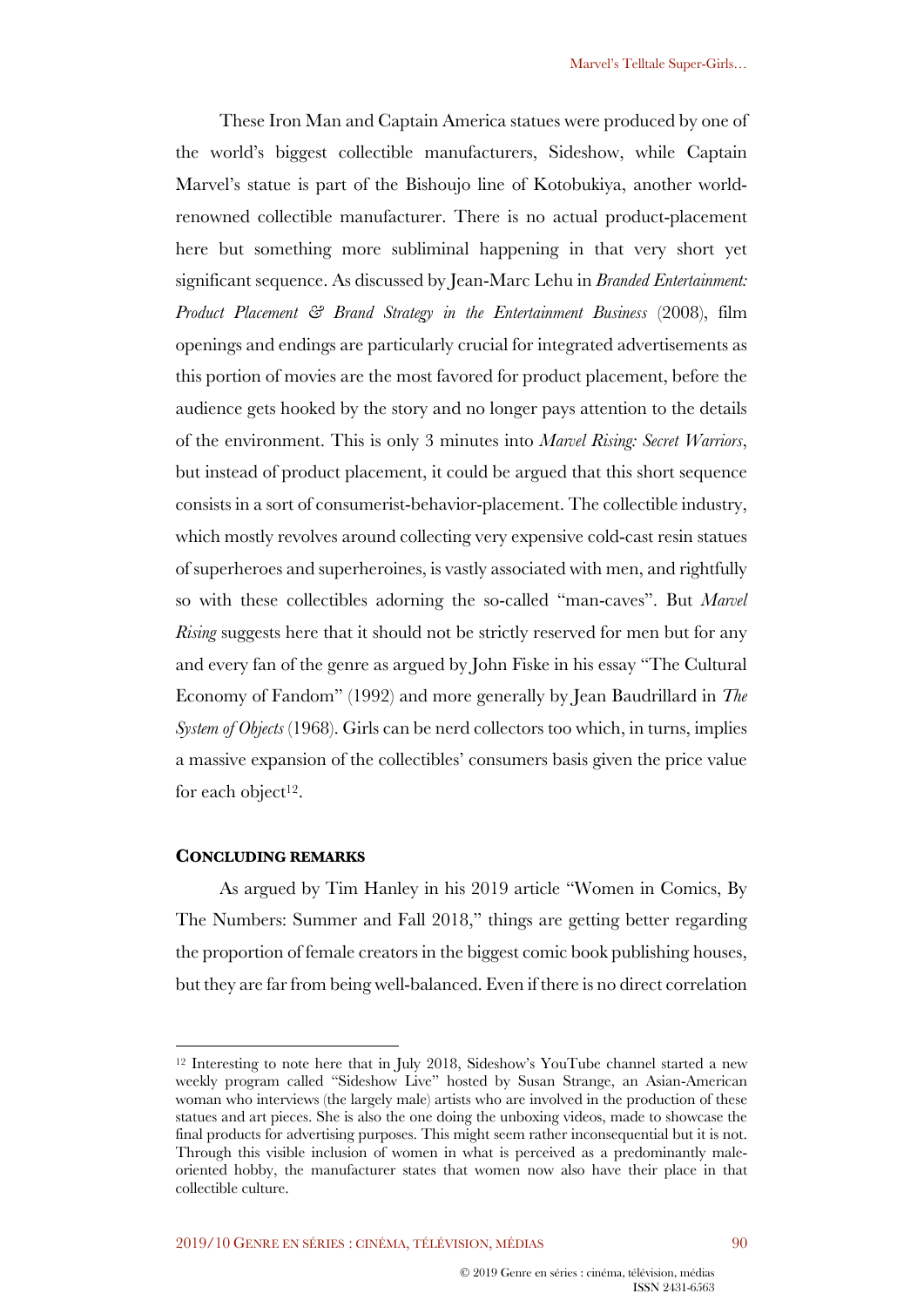These Iron Man and Captain America statues were produced by one of the world's biggest collectible manufacturers, Sideshow, while Captain Marvel's statue is part of the Bishoujo line of Kotobukiya, another world-renowned collectible manufacturer. There is no actual product-placement here but something more subliminal happening in that very short yet significant sequence. As discussed by Jean-Marc Lehu in *Branded Entertainment: Product Placement & Brand Strategy in the Entertainment Business* (2008), film openings and endings are particularly crucial for integrated advertisements as this portion of movies are the most favored for product placement, before the audience gets hooked by the story and no longer pays attention to the details of the environment. This is only 3 minutes into *Marvel Rising: Secret Warriors*, but instead of product placement, it could be argued that this short sequence consists in a sort of consumerist-behavior-placement. The collectible industry, which mostly revolves around collecting very expensive cold-cast resin statues of superheroes and superheroines, is vastly associated with men, and rightfully so with these collectibles adorning the so-called "man-caves". But *Marvel Rising* suggests here that it should not be strictly reserved for men but for any and every fan of the genre as argued by John Fiske in his essay "The Cultural Economy of Fandom" (1992) and more generally by Jean Baudrillard in *The System of Objects* (1968). Girls can be nerd collectors too which, in turns, implies a massive expansion of the collectibles' consumers basis given the price value for each object[12].

## Concluding remarks

As argued by Tim Hanley in his 2019 article "Women in Comics, By The Numbers: Summer and Fall 2018," things are getting better regarding the proportion of female creators in the biggest comic book publishing houses, but they are far from being well-balanced. Even if there is no direct correlation

---

[12] Interesting to note here that in July 2018, Sideshow's YouTube channel started a new weekly program called "Sideshow Live" hosted by Susan Strange, an Asian-American woman who interviews (the largely male) artists who are involved in the production of these statues and art pieces. She is also the one doing the unboxing videos, made to showcase the final products for advertising purposes. This might seem rather inconsequential but it is not. Through this visible inclusion of women in what is perceived as a predominantly male-oriented hobby, the manufacturer states that women now also have their place in that collectible culture.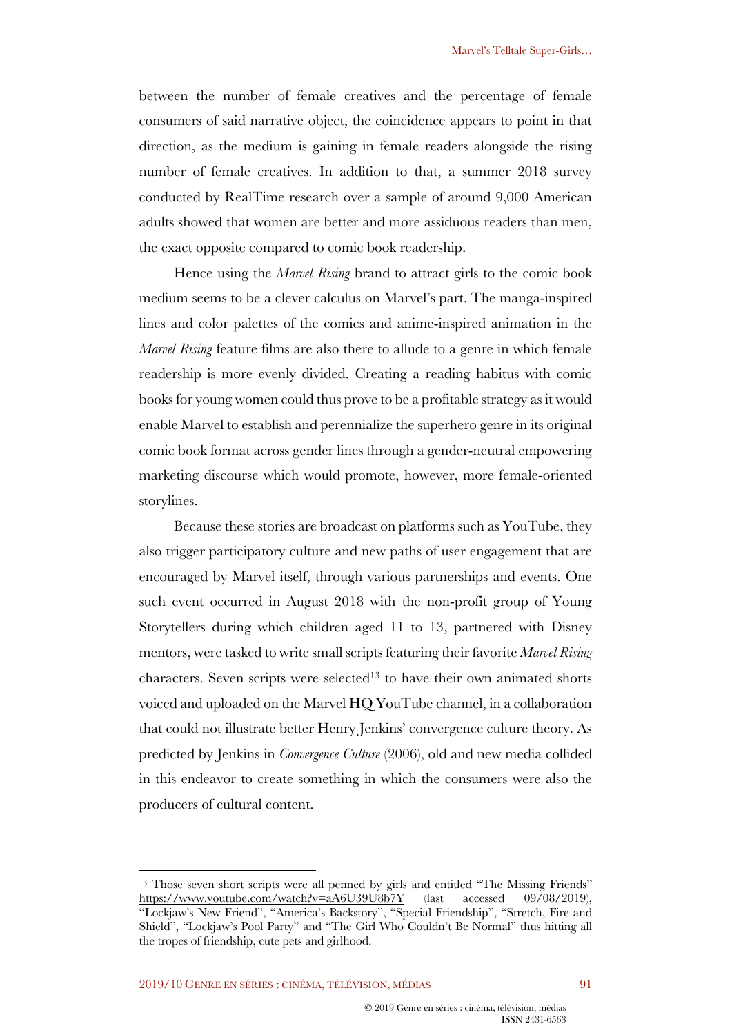between the number of female creatives and the percentage of female consumers of said narrative object, the coincidence appears to point in that direction, as the medium is gaining in female readers alongside the rising number of female creatives. In addition to that, a summer 2018 survey conducted by RealTime research over a sample of around 9,000 American adults showed that women are better and more assiduous readers than men, the exact opposite compared to comic book readership.

Hence using the *Marvel Rising* brand to attract girls to the comic book medium seems to be a clever calculus on Marvel's part. The manga-inspired lines and color palettes of the comics and anime-inspired animation in the *Marvel Rising* feature films are also there to allude to a genre in which female readership is more evenly divided. Creating a reading habitus with comic books for young women could thus prove to be a profitable strategy as it would enable Marvel to establish and perennialize the superhero genre in its original comic book format across gender lines through a gender-neutral empowering marketing discourse which would promote, however, more female-oriented storylines.

Because these stories are broadcast on platforms such as YouTube, they also trigger participatory culture and new paths of user engagement that are encouraged by Marvel itself, through various partnerships and events. One such event occurred in August 2018 with the non-profit group of Young Storytellers during which children aged 11 to 13, partnered with Disney mentors, were tasked to write small scripts featuring their favorite *Marvel Rising* characters. Seven scripts were selected[13] to have their own animated shorts voiced and uploaded on the Marvel HQ YouTube channel, in a collaboration that could not illustrate better Henry Jenkins' convergence culture theory. As predicted by Jenkins in *Convergence Culture* (2006), old and new media collided in this endeavor to create something in which the consumers were also the producers of cultural content.

---

[13] Those seven short scripts were all penned by girls and entitled "The Missing Friends" https://www.youtube.com/watch?v=aA6U39U8b7Y (last accessed 09/08/2019), "Lockjaw's New Friend", "America's Backstory", "Special Friendship", "Stretch, Fire and Shield", "Lockjaw's Pool Party" and "The Girl Who Couldn't Be Normal" thus hitting all the tropes of friendship, cute pets and girlhood.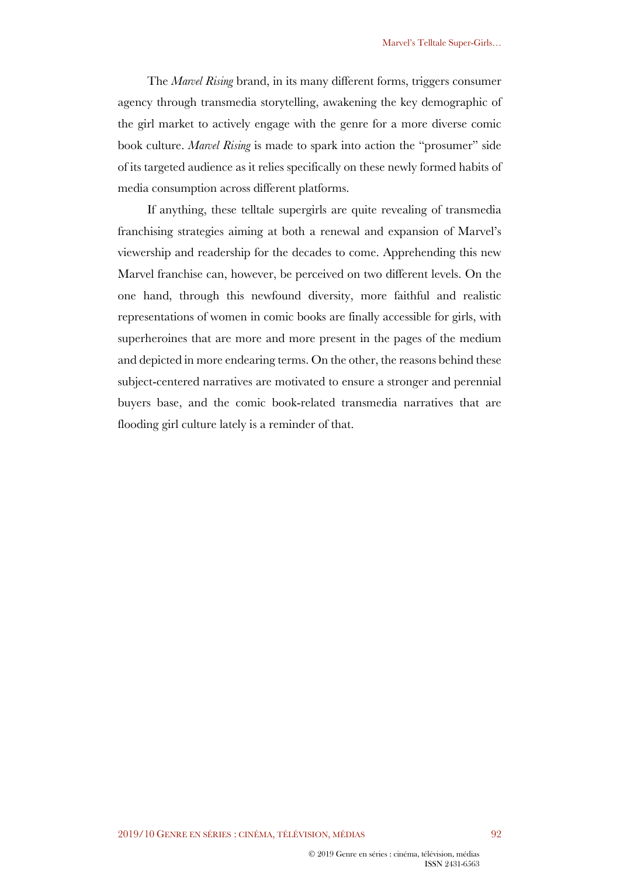The *Marvel Rising* brand, in its many different forms, triggers consumer agency through transmedia storytelling, awakening the key demographic of the girl market to actively engage with the genre for a more diverse comic book culture. *Marvel Rising* is made to spark into action the "prosumer" side of its targeted audience as it relies specifically on these newly formed habits of media consumption across different platforms.

If anything, these telltale supergirls are quite revealing of transmedia franchising strategies aiming at both a renewal and expansion of Marvel's viewership and readership for the decades to come. Apprehending this new Marvel franchise can, however, be perceived on two different levels. On the one hand, through this newfound diversity, more faithful and realistic representations of women in comic books are finally accessible for girls, with superheroines that are more and more present in the pages of the medium and depicted in more endearing terms. On the other, the reasons behind these subject-centered narratives are motivated to ensure a stronger and perennial buyers base, and the comic book-related transmedia narratives that are flooding girl culture lately is a reminder of that.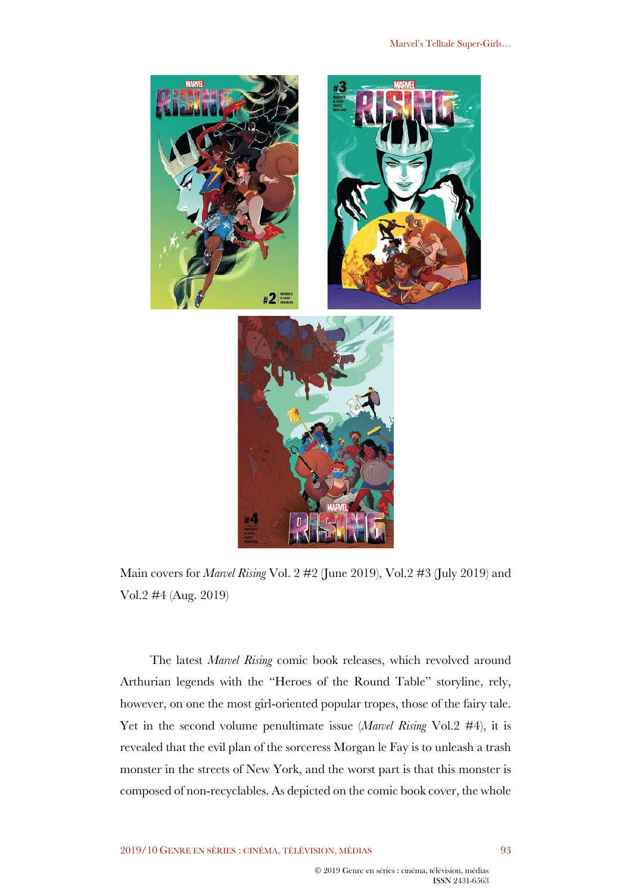Main covers for *Marvel Rising* Vol. 2 #2 (June 2019), Vol.2 #3 (July 2019) and Vol.2 #4 (Aug. 2019)

The latest *Marvel Rising* comic book releases, which revolved around Arthurian legends with the "Heroes of the Round Table" storyline, rely, however, on one the most girl-oriented popular tropes, those of the fairy tale. Yet in the second volume penultimate issue (*Marvel Rising* Vol.2 #4), it is revealed that the evil plan of the sorceress Morgan le Fay is to unleash a trash monster in the streets of New York, and the worst part is that this monster is composed of non-recyclables. As depicted on the comic book cover, the whole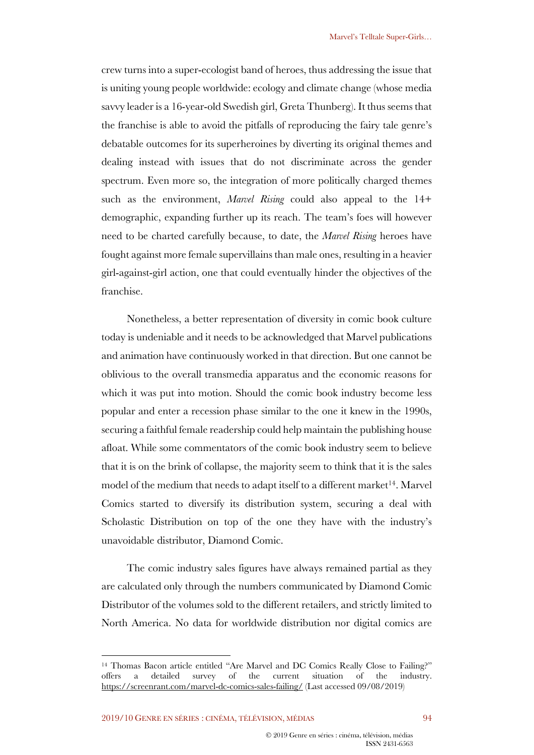crew turns into a super-ecologist band of heroes, thus addressing the issue that is uniting young people worldwide: ecology and climate change (whose media savvy leader is a 16-year-old Swedish girl, Greta Thunberg). It thus seems that the franchise is able to avoid the pitfalls of reproducing the fairy tale genre's debatable outcomes for its superheroines by diverting its original themes and dealing instead with issues that do not discriminate across the gender spectrum. Even more so, the integration of more politically charged themes such as the environment, *Marvel Rising* could also appeal to the 14+ demographic, expanding further up its reach. The team's foes will however need to be charted carefully because, to date, the *Marvel Rising* heroes have fought against more female supervillains than male ones, resulting in a heavier girl-against-girl action, one that could eventually hinder the objectives of the franchise.

Nonetheless, a better representation of diversity in comic book culture today is undeniable and it needs to be acknowledged that Marvel publications and animation have continuously worked in that direction. But one cannot be oblivious to the overall transmedia apparatus and the economic reasons for which it was put into motion. Should the comic book industry become less popular and enter a recession phase similar to the one it knew in the 1990s, securing a faithful female readership could help maintain the publishing house afloat. While some commentators of the comic book industry seem to believe that it is on the brink of collapse, the majority seem to think that it is the sales model of the medium that needs to adapt itself to a different market[14]. Marvel Comics started to diversify its distribution system, securing a deal with Scholastic Distribution on top of the one they have with the industry's unavoidable distributor, Diamond Comic.

The comic industry sales figures have always remained partial as they are calculated only through the numbers communicated by Diamond Comic Distributor of the volumes sold to the different retailers, and strictly limited to North America. No data for worldwide distribution nor digital comics are

---

[14] Thomas Bacon article entitled "Are Marvel and DC Comics Really Close to Failing?" offers a detailed survey of the current situation of the industry. https://screenrant.com/marvel-dc-comics-sales-failing/ (Last accessed 09/08/2019)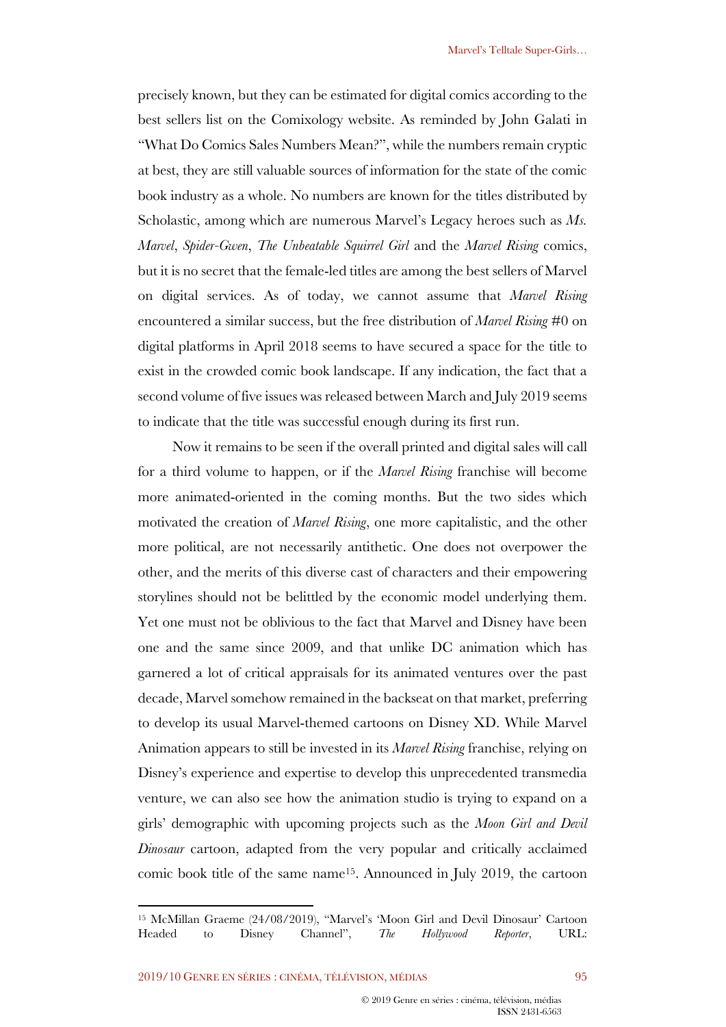precisely known, but they can be estimated for digital comics according to the best sellers list on the Comixology website. As reminded by John Galati in "What Do Comics Sales Numbers Mean?", while the numbers remain cryptic at best, they are still valuable sources of information for the state of the comic book industry as a whole. No numbers are known for the titles distributed by Scholastic, among which are numerous Marvel's Legacy heroes such as *Ms. Marvel*, *Spider-Gwen*, *The Unbeatable Squirrel Girl* and the *Marvel Rising* comics, but it is no secret that the female-led titles are among the best sellers of Marvel on digital services. As of today, we cannot assume that *Marvel Rising* encountered a similar success, but the free distribution of *Marvel Rising* #0 on digital platforms in April 2018 seems to have secured a space for the title to exist in the crowded comic book landscape. If any indication, the fact that a second volume of five issues was released between March and July 2019 seems to indicate that the title was successful enough during its first run.

Now it remains to be seen if the overall printed and digital sales will call for a third volume to happen, or if the *Marvel Rising* franchise will become more animated-oriented in the coming months. But the two sides which motivated the creation of *Marvel Rising*, one more capitalistic, and the other more political, are not necessarily antithetic. One does not overpower the other, and the merits of this diverse cast of characters and their empowering storylines should not be belittled by the economic model underlying them. Yet one must not be oblivious to the fact that Marvel and Disney have been one and the same since 2009, and that unlike DC animation which has garnered a lot of critical appraisals for its animated ventures over the past decade, Marvel somehow remained in the backseat on that market, preferring to develop its usual Marvel-themed cartoons on Disney XD. While Marvel Animation appears to still be invested in its *Marvel Rising* franchise, relying on Disney's experience and expertise to develop this unprecedented transmedia venture, we can also see how the animation studio is trying to expand on a girls' demographic with upcoming projects such as the *Moon Girl and Devil Dinosaur* cartoon, adapted from the very popular and critically acclaimed comic book title of the same name[15]. Announced in July 2019, the cartoon

[15] McMillan Graeme (24/08/2019), "Marvel's 'Moon Girl and Devil Dinosaur' Cartoon Headed to Disney Channel", *The Hollywood Reporter*, URL: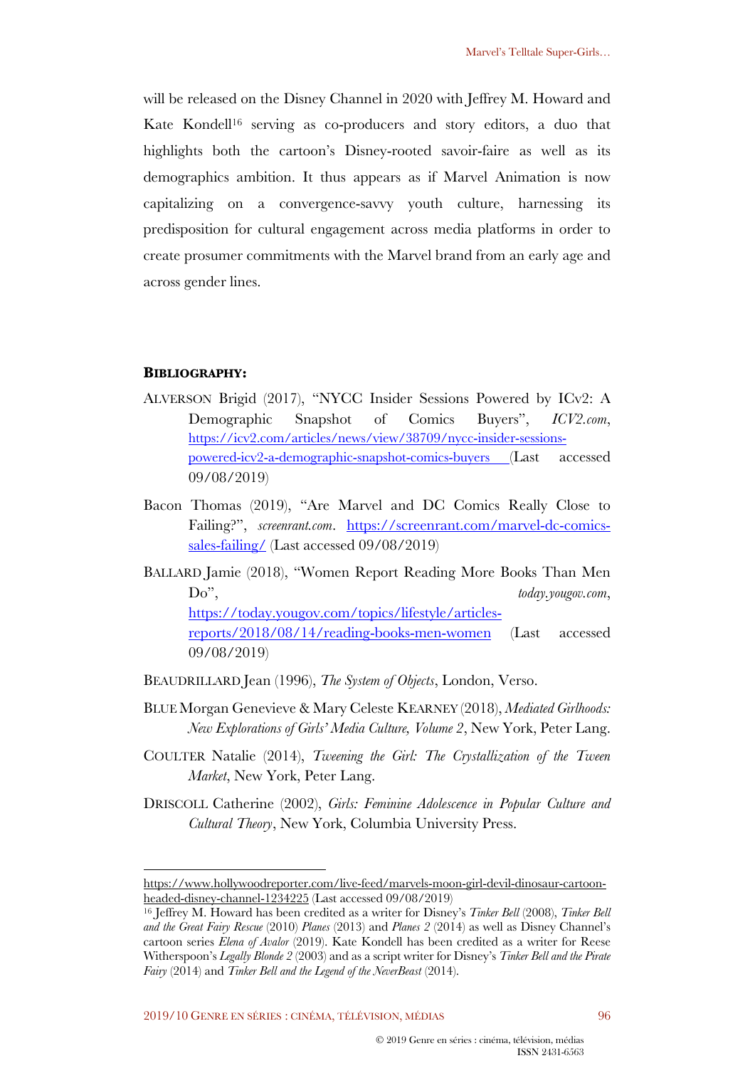will be released on the Disney Channel in 2020 with Jeffrey M. Howard and Kate Kondell[16] serving as co-producers and story editors, a duo that highlights both the cartoon's Disney-rooted savoir-faire as well as its demographics ambition. It thus appears as if Marvel Animation is now capitalizing on a convergence-savvy youth culture, harnessing its predisposition for cultural engagement across media platforms in order to create prosumer commitments with the Marvel brand from an early age and across gender lines.

**BIBLIOGRAPHY:**

ALVERSON Brigid (2017), "NYCC Insider Sessions Powered by ICv2: A Demographic Snapshot of Comics Buyers", *ICV2.com*, https://icv2.com/articles/news/view/38709/nycc-insider-sessions-powered-icv2-a-demographic-snapshot-comics-buyers (Last accessed 09/08/2019)

Bacon Thomas (2019), "Are Marvel and DC Comics Really Close to Failing?", *screenrant.com*. https://screenrant.com/marvel-dc-comics-sales-failing/ (Last accessed 09/08/2019)

BALLARD Jamie (2018), "Women Report Reading More Books Than Men Do", *today.yougov.com*, https://today.yougov.com/topics/lifestyle/articles-reports/2018/08/14/reading-books-men-women (Last accessed 09/08/2019)

BEAUDRILLARD Jean (1996), *The System of Objects*, London, Verso.

BLUE Morgan Genevieve & Mary Celeste KEARNEY (2018), *Mediated Girlhoods: New Explorations of Girls' Media Culture, Volume 2*, New York, Peter Lang.

COULTER Natalie (2014), *Tweening the Girl: The Crystallization of the Tween Market*, New York, Peter Lang.

DRISCOLL Catherine (2002), *Girls: Feminine Adolescence in Popular Culture and Cultural Theory*, New York, Columbia University Press.

---

https://www.hollywoodreporter.com/live-feed/marvels-moon-girl-devil-dinosaur-cartoon-headed-disney-channel-1234225 (Last accessed 09/08/2019)

[16] Jeffrey M. Howard has been credited as a writer for Disney's *Tinker Bell* (2008), *Tinker Bell and the Great Fairy Rescue* (2010) *Planes* (2013) and *Planes 2* (2014) as well as Disney Channel's cartoon series *Elena of Avalor* (2019). Kate Kondell has been credited as a writer for Reese Witherspoon's *Legally Blonde 2* (2003) and as a script writer for Disney's *Tinker Bell and the Pirate Fairy* (2014) and *Tinker Bell and the Legend of the NeverBeast* (2014).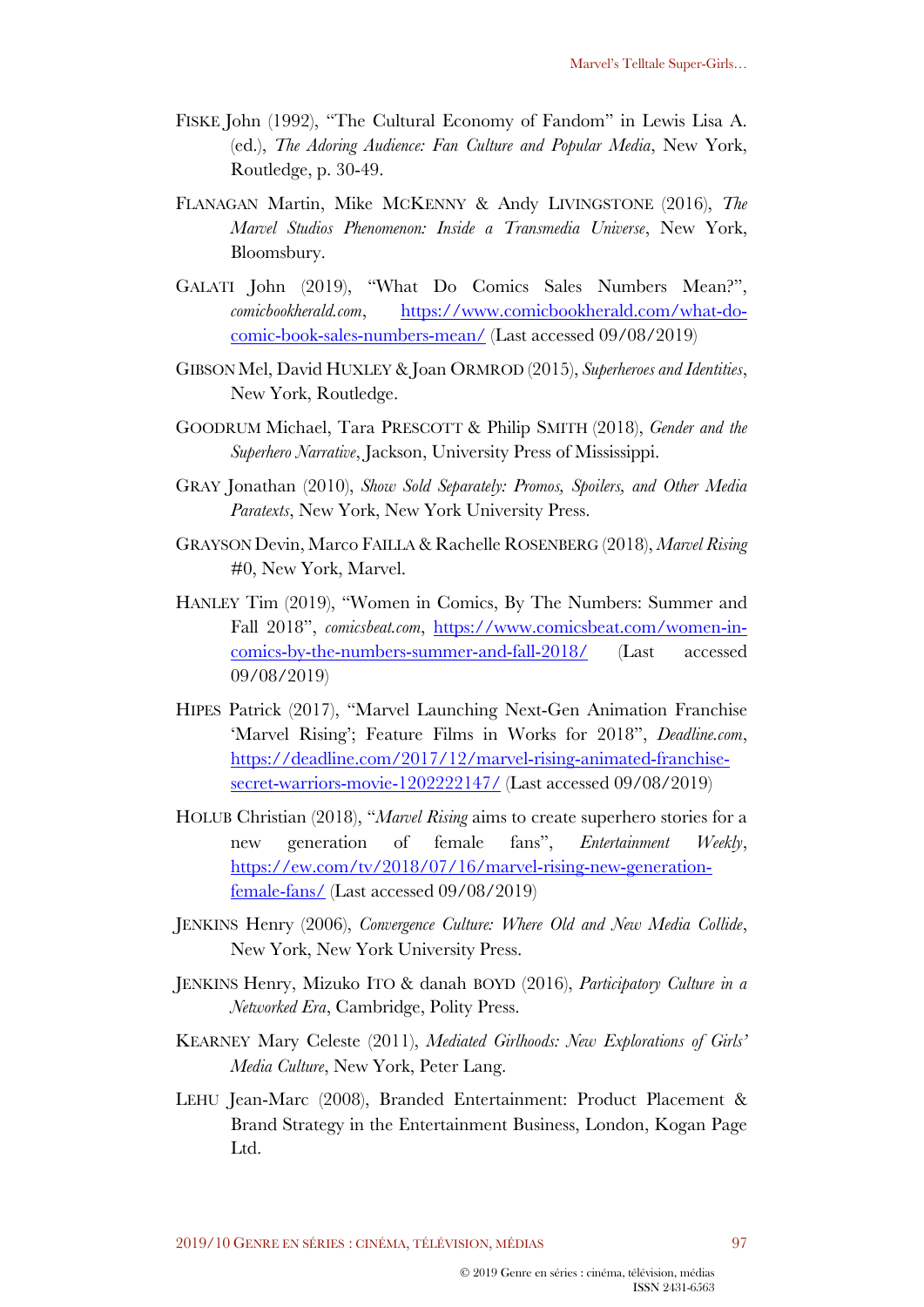FISKE John (1992), "The Cultural Economy of Fandom" in Lewis Lisa A. (ed.), *The Adoring Audience: Fan Culture and Popular Media*, New York, Routledge, p. 30-49.

FLANAGAN Martin, Mike MCKENNY & Andy LIVINGSTONE (2016), *The Marvel Studios Phenomenon: Inside a Transmedia Universe*, New York, Bloomsbury.

GALATI John (2019), "What Do Comics Sales Numbers Mean?", *comicbookherald.com*, https://www.comicbookherald.com/what-do-comic-book-sales-numbers-mean/ (Last accessed 09/08/2019)

GIBSON Mel, David HUXLEY & Joan ORMROD (2015), *Superheroes and Identities*, New York, Routledge.

GOODRUM Michael, Tara PRESCOTT & Philip SMITH (2018), *Gender and the Superhero Narrative*, Jackson, University Press of Mississippi.

GRAY Jonathan (2010), *Show Sold Separately: Promos, Spoilers, and Other Media Paratexts*, New York, New York University Press.

GRAYSON Devin, Marco FAILLA & Rachelle ROSENBERG (2018), *Marvel Rising* #0, New York, Marvel.

HANLEY Tim (2019), "Women in Comics, By The Numbers: Summer and Fall 2018", *comicsbeat.com*, https://www.comicsbeat.com/women-in-comics-by-the-numbers-summer-and-fall-2018/ (Last accessed 09/08/2019)

HIPES Patrick (2017), "Marvel Launching Next-Gen Animation Franchise 'Marvel Rising'; Feature Films in Works for 2018", *Deadline.com*, https://deadline.com/2017/12/marvel-rising-animated-franchise-secret-warriors-movie-1202222147/ (Last accessed 09/08/2019)

HOLUB Christian (2018), "*Marvel Rising* aims to create superhero stories for a new generation of female fans", *Entertainment Weekly*, https://ew.com/tv/2018/07/16/marvel-rising-new-generation-female-fans/ (Last accessed 09/08/2019)

JENKINS Henry (2006), *Convergence Culture: Where Old and New Media Collide*, New York, New York University Press.

JENKINS Henry, Mizuko ITO & danah BOYD (2016), *Participatory Culture in a Networked Era*, Cambridge, Polity Press.

KEARNEY Mary Celeste (2011), *Mediated Girlhoods: New Explorations of Girls' Media Culture*, New York, Peter Lang.

LEHU Jean-Marc (2008), Branded Entertainment: Product Placement & Brand Strategy in the Entertainment Business, London, Kogan Page Ltd.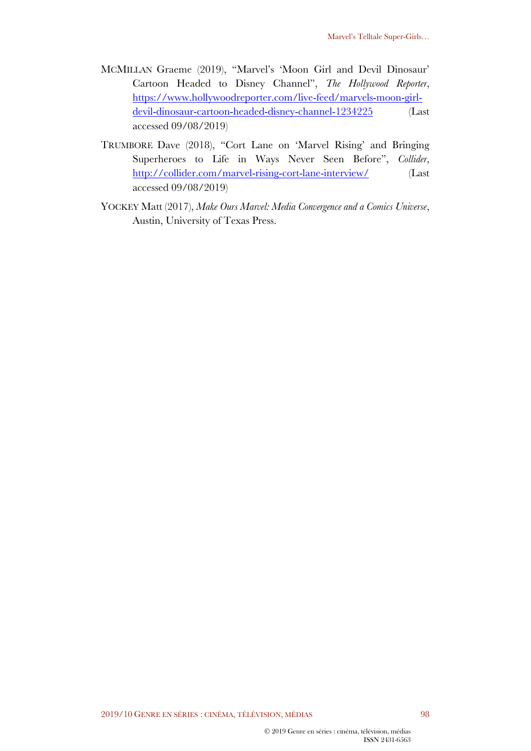MCMILLAN Graeme (2019), "Marvel's 'Moon Girl and Devil Dinosaur' Cartoon Headed to Disney Channel", *The Hollywood Reporter*, https://www.hollywoodreporter.com/live-feed/marvels-moon-girl-devil-dinosaur-cartoon-headed-disney-channel-1234225 (Last accessed 09/08/2019)

TRUMBORE Dave (2018), "Cort Lane on 'Marvel Rising' and Bringing Superheroes to Life in Ways Never Seen Before", *Collider*, http://collider.com/marvel-rising-cort-lane-interview/ (Last accessed 09/08/2019)

YOCKEY Matt (2017), *Make Ours Marvel: Media Convergence and a Comics Universe*, Austin, University of Texas Press.

© 2019 Genre en séries : cinéma, télévision, médias
ISSN 2431-6563